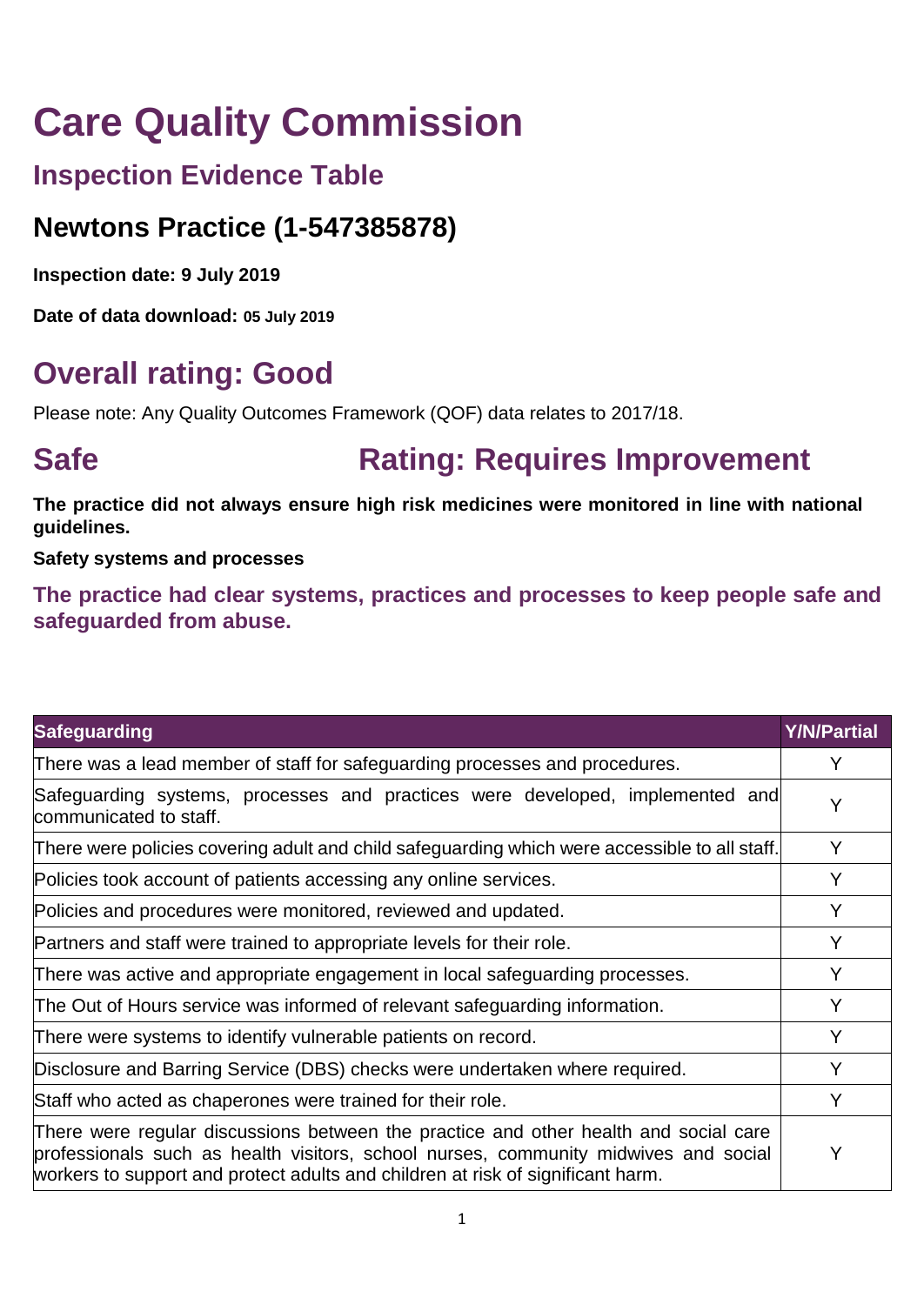# Care Quality Commission

## Inspection Evidence Table

## Newtons Practice (1-547385878)

**Inspection date: 9 July 2019**

**Date of data download: 05 July 2019**

# Overall rating: Good

Please note: Any Quality Outcomes Framework (QOF) data relates to 2017/18.

# Safe Rating: Requires Improvement

**The practice did not always ensure high risk medicines were monitored in line with national guidelines.**

**Safety systems and processes**

### The practice had clear systems, practices and processes to keep people safe and safeguarded from abuse.

| Safeguarding | Y/N/Partial |
|---|---|
| There was a lead member of staff for safeguarding processes and procedures. | Y |
| Safeguarding systems, processes and practices were developed, implemented and communicated to staff. | Y |
| There were policies covering adult and child safeguarding which were accessible to all staff. | Y |
| Policies took account of patients accessing any online services. | Y |
| Policies and procedures were monitored, reviewed and updated. | Y |
| Partners and staff were trained to appropriate levels for their role. | Y |
| There was active and appropriate engagement in local safeguarding processes. | Y |
| The Out of Hours service was informed of relevant safeguarding information. | Y |
| There were systems to identify vulnerable patients on record. | Y |
| Disclosure and Barring Service (DBS) checks were undertaken where required. | Y |
| Staff who acted as chaperones were trained for their role. | Y |
| There were regular discussions between the practice and other health and social care professionals such as health visitors, school nurses, community midwives and social workers to support and protect adults and children at risk of significant harm. | Y |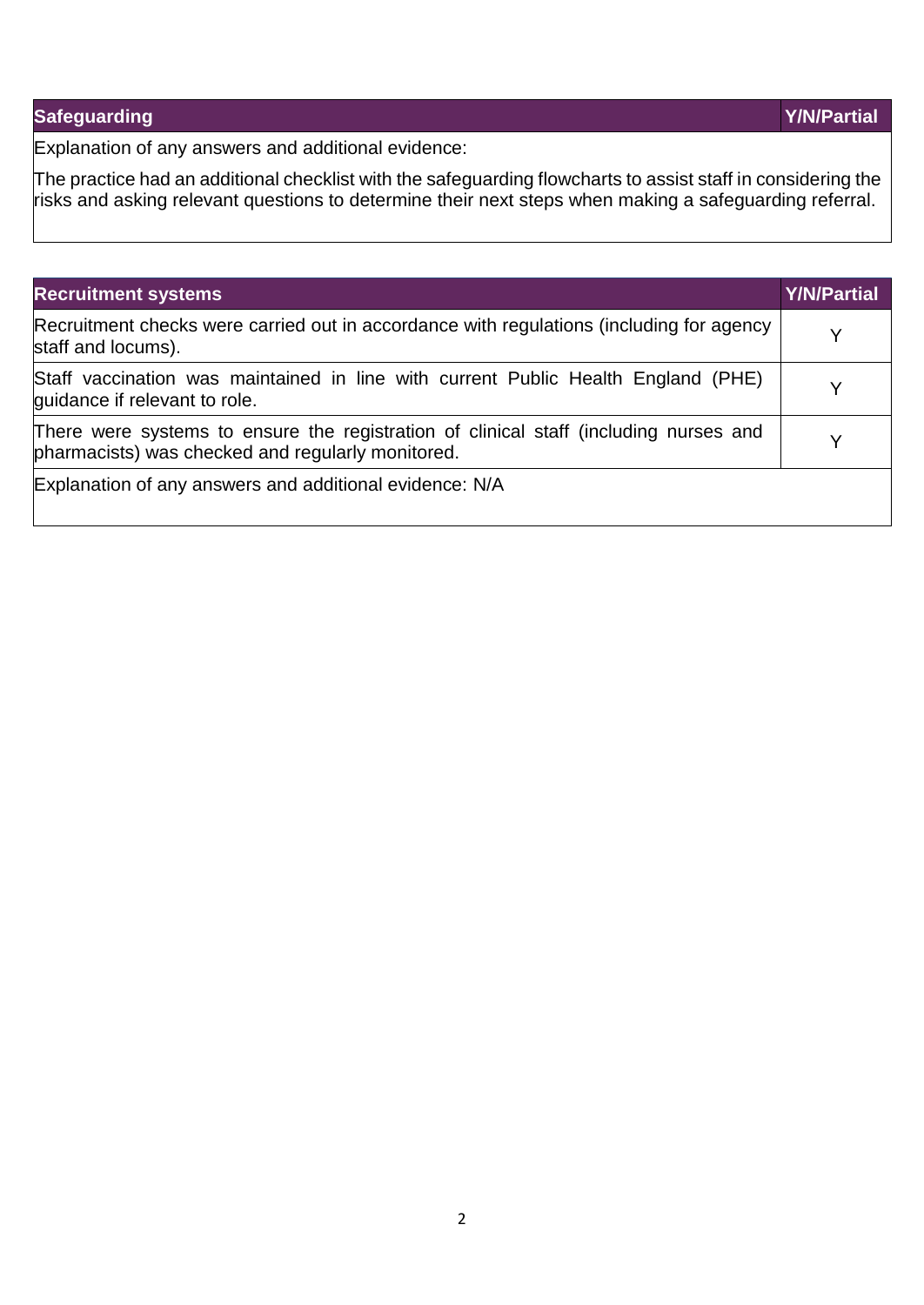| Safeguarding | Y/N/Partial |
|---|---|
| Explanation of any answers and additional evidence:<br><br>The practice had an additional checklist with the safeguarding flowcharts to assist staff in considering the risks and asking relevant questions to determine their next steps when making a safeguarding referral. | |

| Recruitment systems | Y/N/Partial |
|---|---|
| Recruitment checks were carried out in accordance with regulations (including for agency staff and locums). | Y |
| Staff vaccination was maintained in line with current Public Health England (PHE) guidance if relevant to role. | Y |
| There were systems to ensure the registration of clinical staff (including nurses and pharmacists) was checked and regularly monitored. | Y |
| Explanation of any answers and additional evidence: N/A | |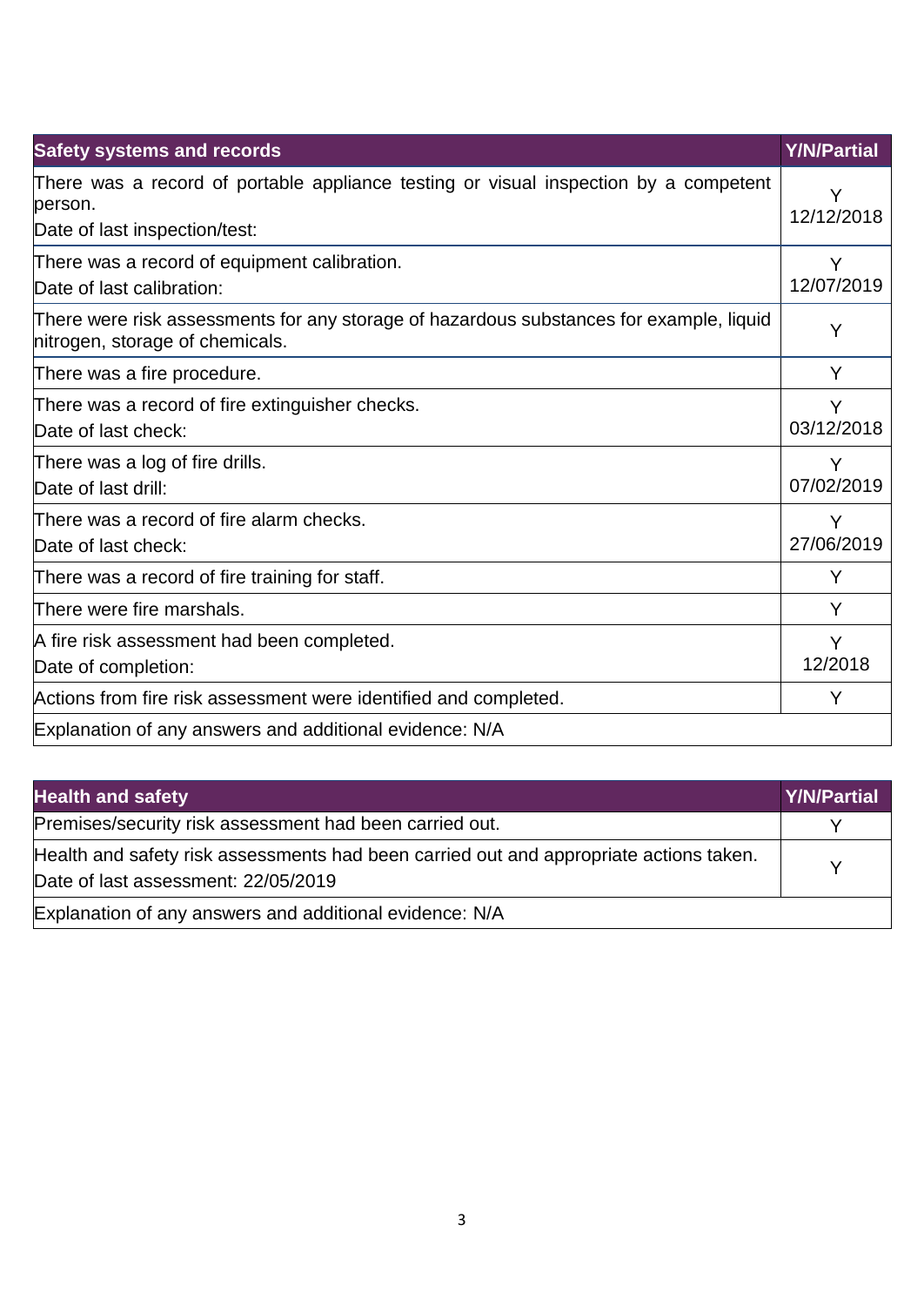| Safety systems and records | Y/N/Partial |
| --- | --- |
| There was a record of portable appliance testing or visual inspection by a competent person.<br>Date of last inspection/test: | Y<br>12/12/2018 |
| There was a record of equipment calibration.<br>Date of last calibration: | Y<br>12/07/2019 |
| There were risk assessments for any storage of hazardous substances for example, liquid nitrogen, storage of chemicals. | Y |
| There was a fire procedure. | Y |
| There was a record of fire extinguisher checks.<br>Date of last check: | Y<br>03/12/2018 |
| There was a log of fire drills.<br>Date of last drill: | Y<br>07/02/2019 |
| There was a record of fire alarm checks.<br>Date of last check: | Y<br>27/06/2019 |
| There was a record of fire training for staff. | Y |
| There were fire marshals. | Y |
| A fire risk assessment had been completed.<br>Date of completion: | Y<br>12/2018 |
| Actions from fire risk assessment were identified and completed. | Y |
| Explanation of any answers and additional evidence: N/A | |

| Health and safety | Y/N/Partial |
| --- | --- |
| Premises/security risk assessment had been carried out. | Y |
| Health and safety risk assessments had been carried out and appropriate actions taken.<br>Date of last assessment: 22/05/2019 | Y |
| Explanation of any answers and additional evidence: N/A | |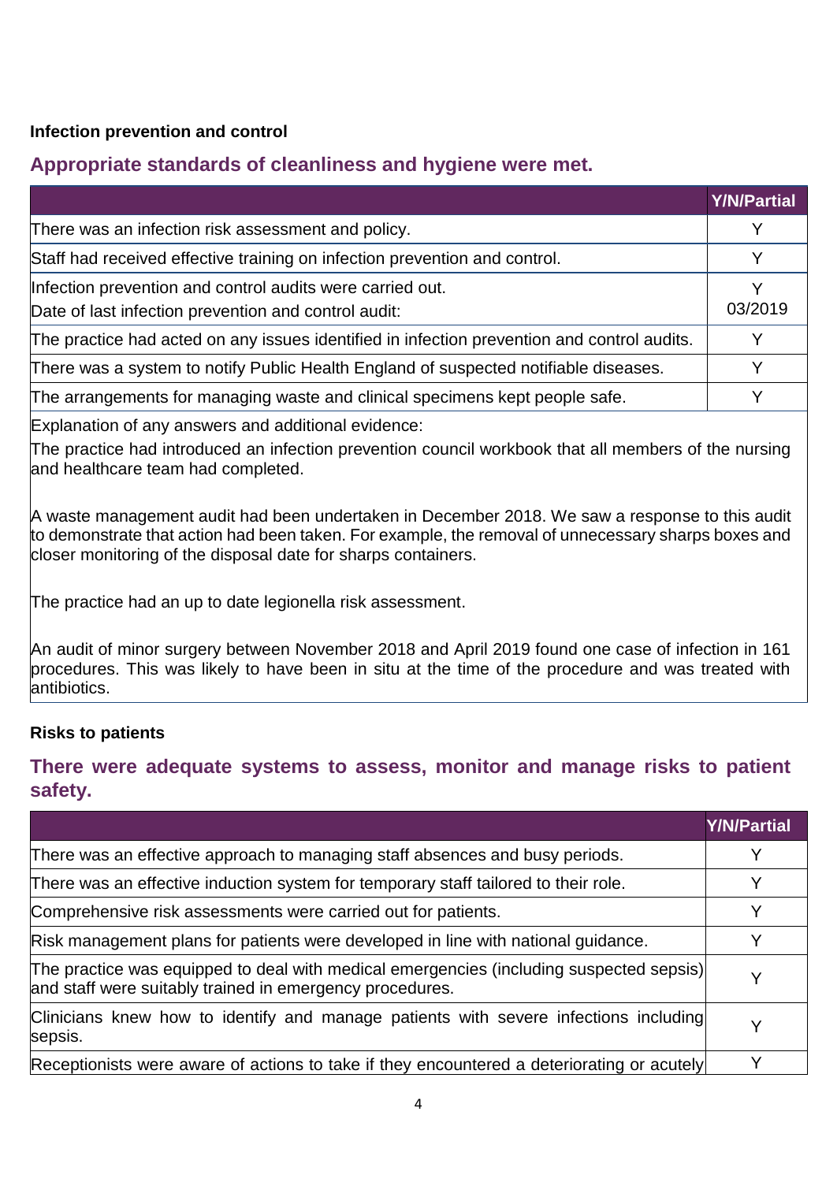**Infection prevention and control**

## Appropriate standards of cleanliness and hygiene were met.

| | Y/N/Partial |
|---|---|
| There was an infection risk assessment and policy. | Y |
| Staff had received effective training on infection prevention and control. | Y |
| Infection prevention and control audits were carried out.<br>Date of last infection prevention and control audit: | Y<br>03/2019 |
| The practice had acted on any issues identified in infection prevention and control audits. | Y |
| There was a system to notify Public Health England of suspected notifiable diseases. | Y |
| The arrangements for managing waste and clinical specimens kept people safe. | Y |

Explanation of any answers and additional evidence:

The practice had introduced an infection prevention council workbook that all members of the nursing and healthcare team had completed.

A waste management audit had been undertaken in December 2018. We saw a response to this audit to demonstrate that action had been taken. For example, the removal of unnecessary sharps boxes and closer monitoring of the disposal date for sharps containers.

The practice had an up to date legionella risk assessment.

An audit of minor surgery between November 2018 and April 2019 found one case of infection in 161 procedures. This was likely to have been in situ at the time of the procedure and was treated with antibiotics.

**Risks to patients**

## There were adequate systems to assess, monitor and manage risks to patient safety.

| | Y/N/Partial |
|---|---|
| There was an effective approach to managing staff absences and busy periods. | Y |
| There was an effective induction system for temporary staff tailored to their role. | Y |
| Comprehensive risk assessments were carried out for patients. | Y |
| Risk management plans for patients were developed in line with national guidance. | Y |
| The practice was equipped to deal with medical emergencies (including suspected sepsis) and staff were suitably trained in emergency procedures. | Y |
| Clinicians knew how to identify and manage patients with severe infections including sepsis. | Y |
| Receptionists were aware of actions to take if they encountered a deteriorating or acutely | Y |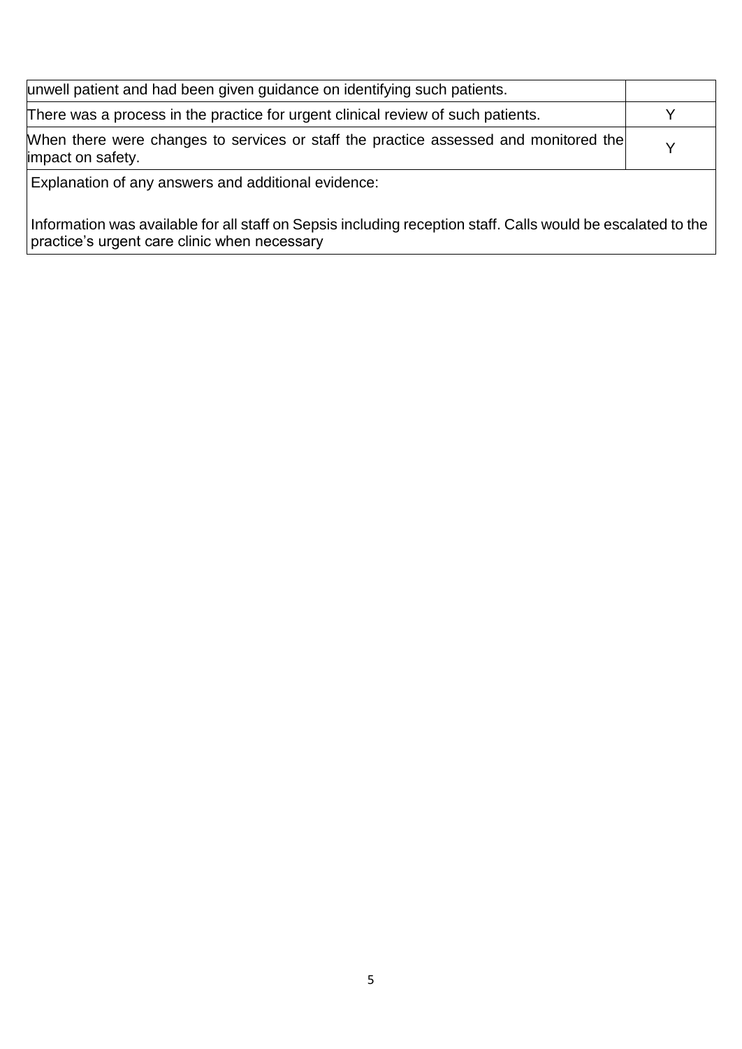| | |
|---|---|
| unwell patient and had been given guidance on identifying such patients. | |
| There was a process in the practice for urgent clinical review of such patients. | Y |
| When there were changes to services or staff the practice assessed and monitored the impact on safety. | Y |

Explanation of any answers and additional evidence:

Information was available for all staff on Sepsis including reception staff. Calls would be escalated to the practice's urgent care clinic when necessary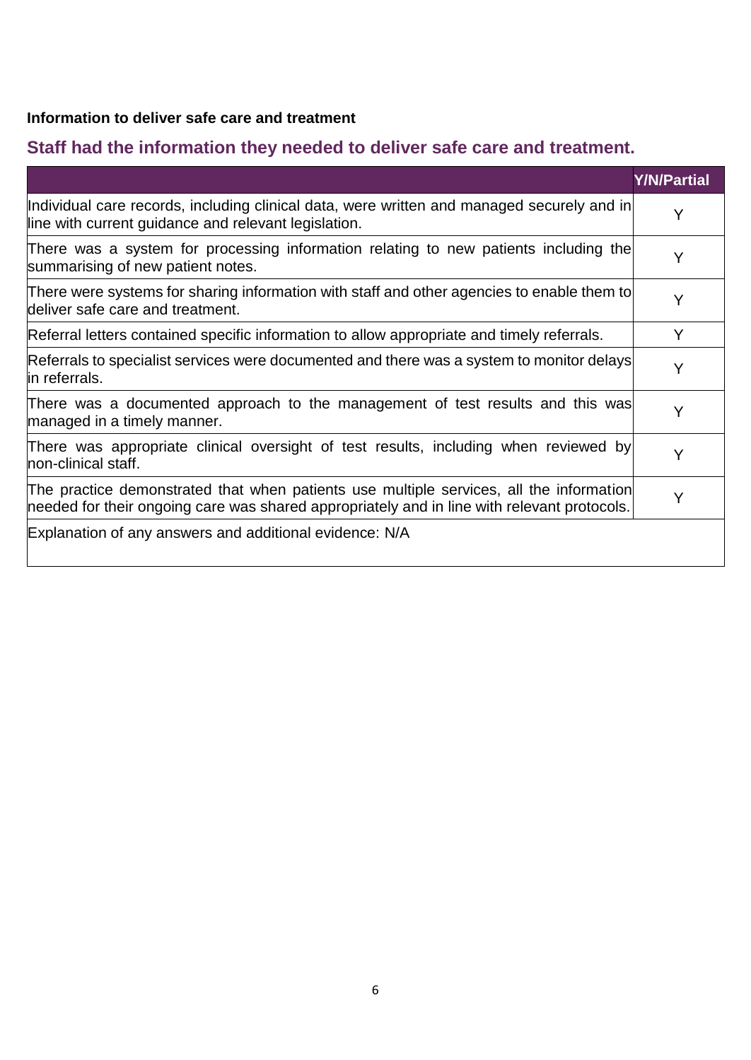**Information to deliver safe care and treatment**

## Staff had the information they needed to deliver safe care and treatment.

| | Y/N/Partial |
|---|---|
| Individual care records, including clinical data, were written and managed securely and in line with current guidance and relevant legislation. | Y |
| There was a system for processing information relating to new patients including the summarising of new patient notes. | Y |
| There were systems for sharing information with staff and other agencies to enable them to deliver safe care and treatment. | Y |
| Referral letters contained specific information to allow appropriate and timely referrals. | Y |
| Referrals to specialist services were documented and there was a system to monitor delays in referrals. | Y |
| There was a documented approach to the management of test results and this was managed in a timely manner. | Y |
| There was appropriate clinical oversight of test results, including when reviewed by non-clinical staff. | Y |
| The practice demonstrated that when patients use multiple services, all the information needed for their ongoing care was shared appropriately and in line with relevant protocols. | Y |
| Explanation of any answers and additional evidence: N/A | |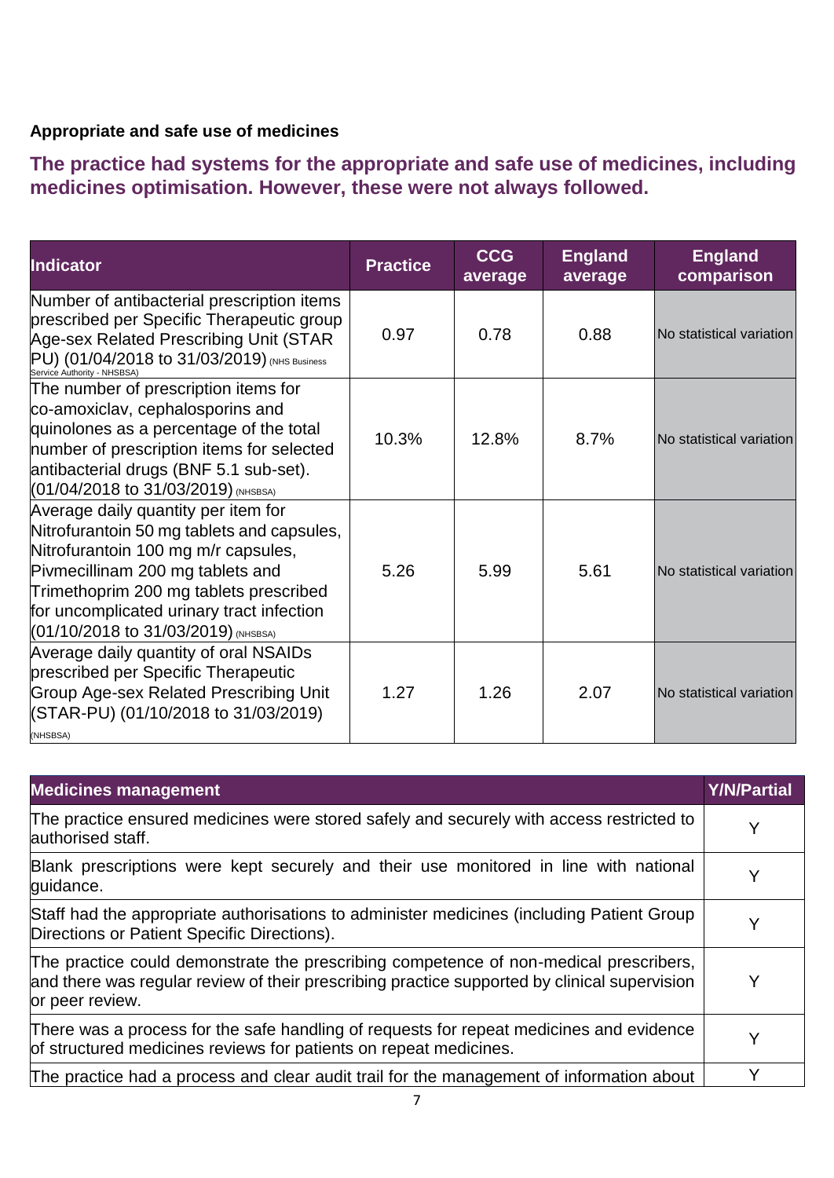**Appropriate and safe use of medicines**

## The practice had systems for the appropriate and safe use of medicines, including medicines optimisation. However, these were not always followed.

| Indicator | Practice | CCG average | England average | England comparison |
|---|---|---|---|---|
| Number of antibacterial prescription items prescribed per Specific Therapeutic group Age-sex Related Prescribing Unit (STAR PU) (01/04/2018 to 31/03/2019) (NHS Business Service Authority - NHSBSA) | 0.97 | 0.78 | 0.88 | No statistical variation |
| The number of prescription items for co-amoxiclav, cephalosporins and quinolones as a percentage of the total number of prescription items for selected antibacterial drugs (BNF 5.1 sub-set). (01/04/2018 to 31/03/2019) (NHSBSA) | 10.3% | 12.8% | 8.7% | No statistical variation |
| Average daily quantity per item for Nitrofurantoin 50 mg tablets and capsules, Nitrofurantoin 100 mg m/r capsules, Pivmecillinam 200 mg tablets and Trimethoprim 200 mg tablets prescribed for uncomplicated urinary tract infection (01/10/2018 to 31/03/2019) (NHSBSA) | 5.26 | 5.99 | 5.61 | No statistical variation |
| Average daily quantity of oral NSAIDs prescribed per Specific Therapeutic Group Age-sex Related Prescribing Unit (STAR-PU) (01/10/2018 to 31/03/2019) (NHSBSA) | 1.27 | 1.26 | 2.07 | No statistical variation |

| Medicines management | Y/N/Partial |
|---|---|
| The practice ensured medicines were stored safely and securely with access restricted to authorised staff. | Y |
| Blank prescriptions were kept securely and their use monitored in line with national guidance. | Y |
| Staff had the appropriate authorisations to administer medicines (including Patient Group Directions or Patient Specific Directions). | Y |
| The practice could demonstrate the prescribing competence of non-medical prescribers, and there was regular review of their prescribing practice supported by clinical supervision or peer review. | Y |
| There was a process for the safe handling of requests for repeat medicines and evidence of structured medicines reviews for patients on repeat medicines. | Y |
| The practice had a process and clear audit trail for the management of information about | Y |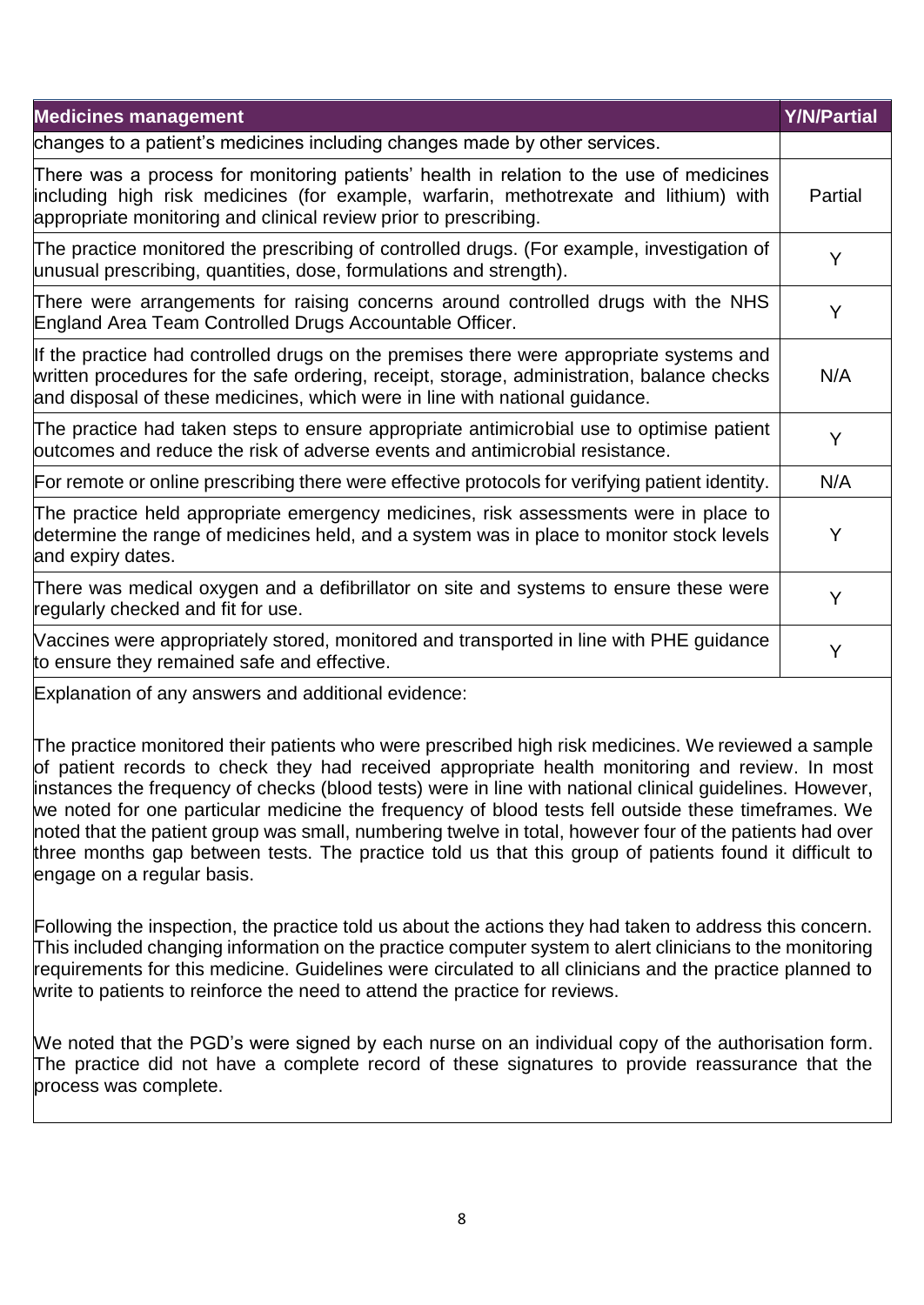| Medicines management | Y/N/Partial |
| --- | --- |
| changes to a patient's medicines including changes made by other services. | |
| There was a process for monitoring patients' health in relation to the use of medicines including high risk medicines (for example, warfarin, methotrexate and lithium) with appropriate monitoring and clinical review prior to prescribing. | Partial |
| The practice monitored the prescribing of controlled drugs. (For example, investigation of unusual prescribing, quantities, dose, formulations and strength). | Y |
| There were arrangements for raising concerns around controlled drugs with the NHS England Area Team Controlled Drugs Accountable Officer. | Y |
| If the practice had controlled drugs on the premises there were appropriate systems and written procedures for the safe ordering, receipt, storage, administration, balance checks and disposal of these medicines, which were in line with national guidance. | N/A |
| The practice had taken steps to ensure appropriate antimicrobial use to optimise patient outcomes and reduce the risk of adverse events and antimicrobial resistance. | Y |
| For remote or online prescribing there were effective protocols for verifying patient identity. | N/A |
| The practice held appropriate emergency medicines, risk assessments were in place to determine the range of medicines held, and a system was in place to monitor stock levels and expiry dates. | Y |
| There was medical oxygen and a defibrillator on site and systems to ensure these were regularly checked and fit for use. | Y |
| Vaccines were appropriately stored, monitored and transported in line with PHE guidance to ensure they remained safe and effective. | Y |

Explanation of any answers and additional evidence:

The practice monitored their patients who were prescribed high risk medicines. We reviewed a sample of patient records to check they had received appropriate health monitoring and review. In most instances the frequency of checks (blood tests) were in line with national clinical guidelines. However, we noted for one particular medicine the frequency of blood tests fell outside these timeframes. We noted that the patient group was small, numbering twelve in total, however four of the patients had over three months gap between tests. The practice told us that this group of patients found it difficult to engage on a regular basis.

Following the inspection, the practice told us about the actions they had taken to address this concern. This included changing information on the practice computer system to alert clinicians to the monitoring requirements for this medicine. Guidelines were circulated to all clinicians and the practice planned to write to patients to reinforce the need to attend the practice for reviews.

We noted that the PGD's were signed by each nurse on an individual copy of the authorisation form. The practice did not have a complete record of these signatures to provide reassurance that the process was complete.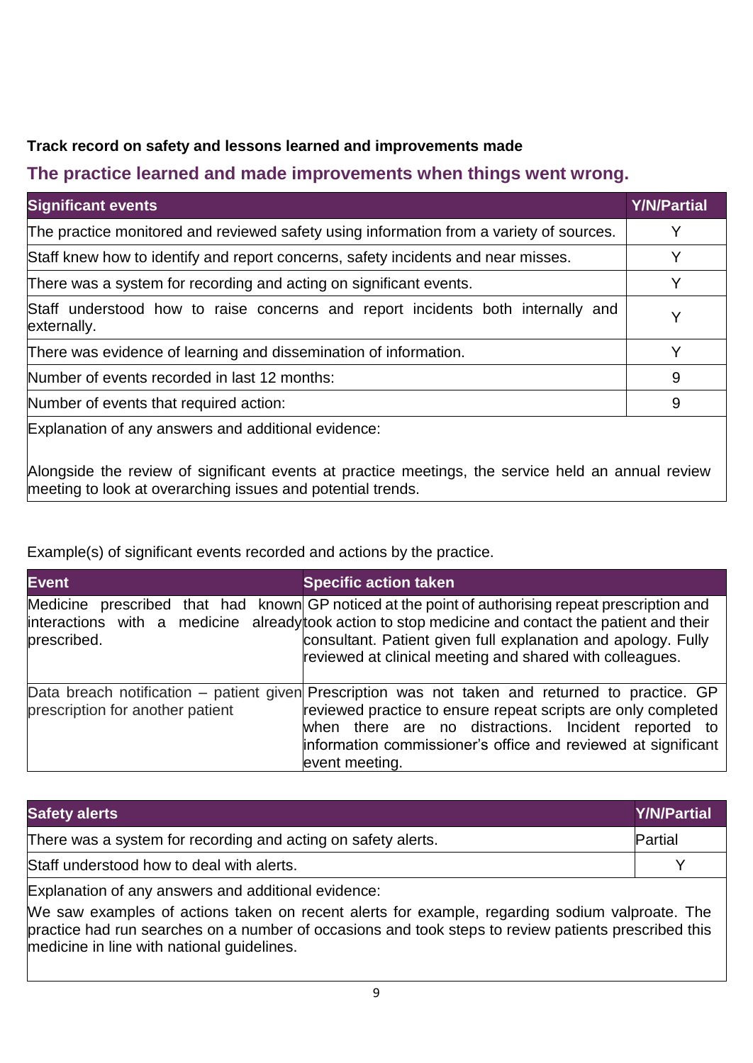**Track record on safety and lessons learned and improvements made**

## The practice learned and made improvements when things went wrong.

| Significant events | Y/N/Partial |
| --- | --- |
| The practice monitored and reviewed safety using information from a variety of sources. | Y |
| Staff knew how to identify and report concerns, safety incidents and near misses. | Y |
| There was a system for recording and acting on significant events. | Y |
| Staff understood how to raise concerns and report incidents both internally and externally. | Y |
| There was evidence of learning and dissemination of information. | Y |
| Number of events recorded in last 12 months: | 9 |
| Number of events that required action: | 9 |

Explanation of any answers and additional evidence:

Alongside the review of significant events at practice meetings, the service held an annual review meeting to look at overarching issues and potential trends.

Example(s) of significant events recorded and actions by the practice.

| Event | Specific action taken |
| --- | --- |
| Medicine prescribed that had known interactions with a medicine already prescribed. | GP noticed at the point of authorising repeat prescription and took action to stop medicine and contact the patient and their consultant. Patient given full explanation and apology. Fully reviewed at clinical meeting and shared with colleagues. |
| Data breach notification – patient given prescription for another patient | Prescription was not taken and returned to practice. GP reviewed practice to ensure repeat scripts are only completed when there are no distractions. Incident reported to information commissioner's office and reviewed at significant event meeting. |

| Safety alerts | Y/N/Partial |
| --- | --- |
| There was a system for recording and acting on safety alerts. | Partial |
| Staff understood how to deal with alerts. | Y |

Explanation of any answers and additional evidence:

We saw examples of actions taken on recent alerts for example, regarding sodium valproate. The practice had run searches on a number of occasions and took steps to review patients prescribed this medicine in line with national guidelines.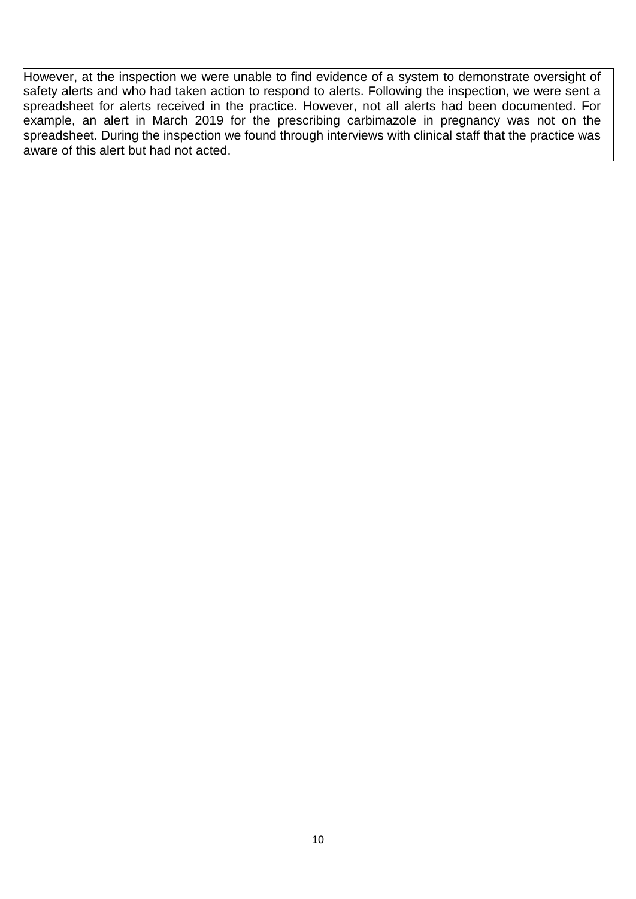However, at the inspection we were unable to find evidence of a system to demonstrate oversight of safety alerts and who had taken action to respond to alerts. Following the inspection, we were sent a spreadsheet for alerts received in the practice. However, not all alerts had been documented. For example, an alert in March 2019 for the prescribing carbimazole in pregnancy was not on the spreadsheet. During the inspection we found through interviews with clinical staff that the practice was aware of this alert but had not acted.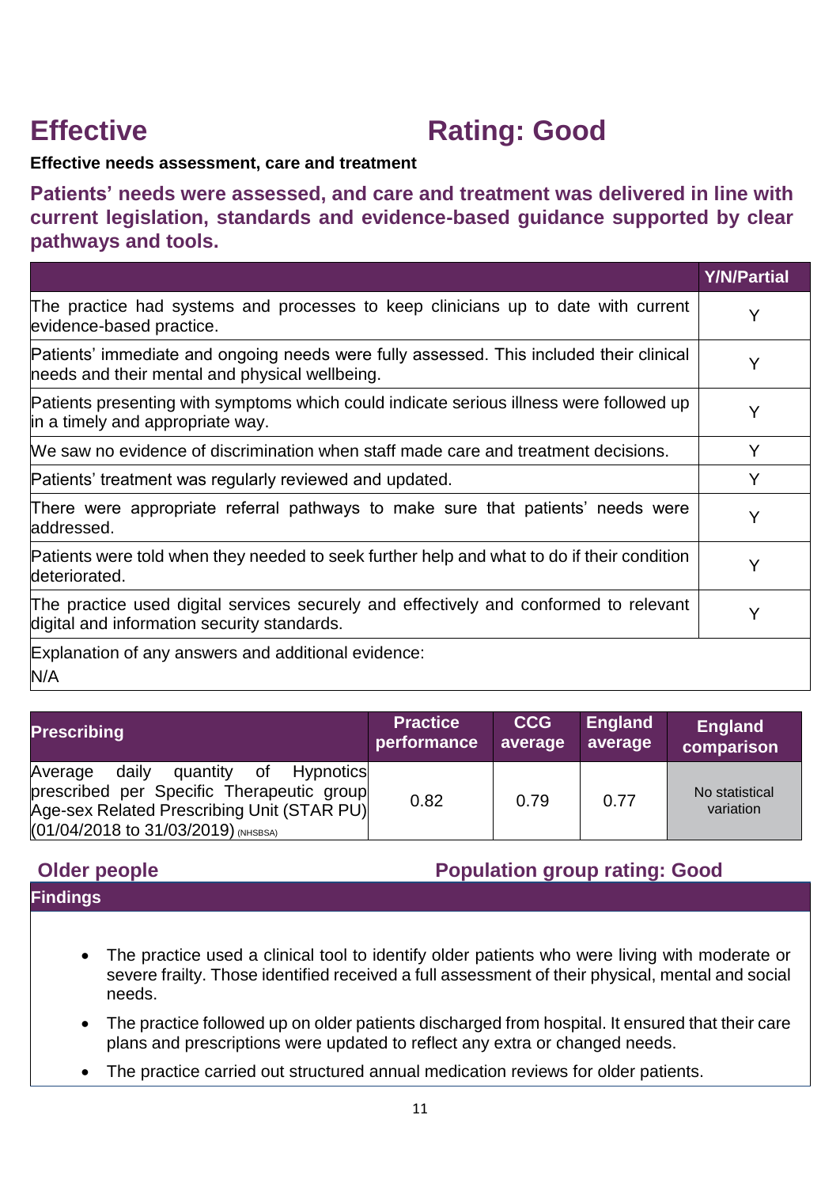# Effective Rating: Good

**Effective needs assessment, care and treatment**

## Patients' needs were assessed, and care and treatment was delivered in line with current legislation, standards and evidence-based guidance supported by clear pathways and tools.

| | Y/N/Partial |
|---|---|
| The practice had systems and processes to keep clinicians up to date with current evidence-based practice. | Y |
| Patients' immediate and ongoing needs were fully assessed. This included their clinical needs and their mental and physical wellbeing. | Y |
| Patients presenting with symptoms which could indicate serious illness were followed up in a timely and appropriate way. | Y |
| We saw no evidence of discrimination when staff made care and treatment decisions. | Y |
| Patients' treatment was regularly reviewed and updated. | Y |
| There were appropriate referral pathways to make sure that patients' needs were addressed. | Y |
| Patients were told when they needed to seek further help and what to do if their condition deteriorated. | Y |
| The practice used digital services securely and effectively and conformed to relevant digital and information security standards. | Y |
| Explanation of any answers and additional evidence: N/A | |

| Prescribing | Practice performance | CCG average | England average | England comparison |
|---|---|---|---|---|
| Average daily quantity of Hypnotics prescribed per Specific Therapeutic group Age-sex Related Prescribing Unit (STAR PU) (01/04/2018 to 31/03/2019) (NHSBSA) | 0.82 | 0.79 | 0.77 | No statistical variation |

## Older people Population group rating: Good

**Findings**

- The practice used a clinical tool to identify older patients who were living with moderate or severe frailty. Those identified received a full assessment of their physical, mental and social needs.
- The practice followed up on older patients discharged from hospital. It ensured that their care plans and prescriptions were updated to reflect any extra or changed needs.
- The practice carried out structured annual medication reviews for older patients.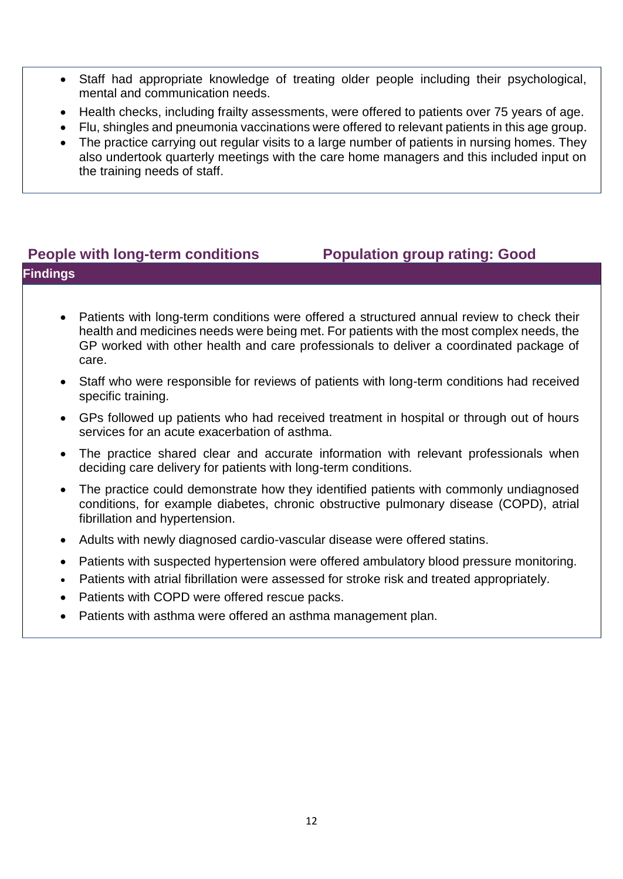- Staff had appropriate knowledge of treating older people including their psychological, mental and communication needs.
- Health checks, including frailty assessments, were offered to patients over 75 years of age.
- Flu, shingles and pneumonia vaccinations were offered to relevant patients in this age group.
- The practice carrying out regular visits to a large number of patients in nursing homes. They also undertook quarterly meetings with the care home managers and this included input on the training needs of staff.

## People with long-term conditions — Population group rating: Good

**Findings**

- Patients with long-term conditions were offered a structured annual review to check their health and medicines needs were being met. For patients with the most complex needs, the GP worked with other health and care professionals to deliver a coordinated package of care.
- Staff who were responsible for reviews of patients with long-term conditions had received specific training.
- GPs followed up patients who had received treatment in hospital or through out of hours services for an acute exacerbation of asthma.
- The practice shared clear and accurate information with relevant professionals when deciding care delivery for patients with long-term conditions.
- The practice could demonstrate how they identified patients with commonly undiagnosed conditions, for example diabetes, chronic obstructive pulmonary disease (COPD), atrial fibrillation and hypertension.
- Adults with newly diagnosed cardio-vascular disease were offered statins.
- Patients with suspected hypertension were offered ambulatory blood pressure monitoring.
- Patients with atrial fibrillation were assessed for stroke risk and treated appropriately.
- Patients with COPD were offered rescue packs.
- Patients with asthma were offered an asthma management plan.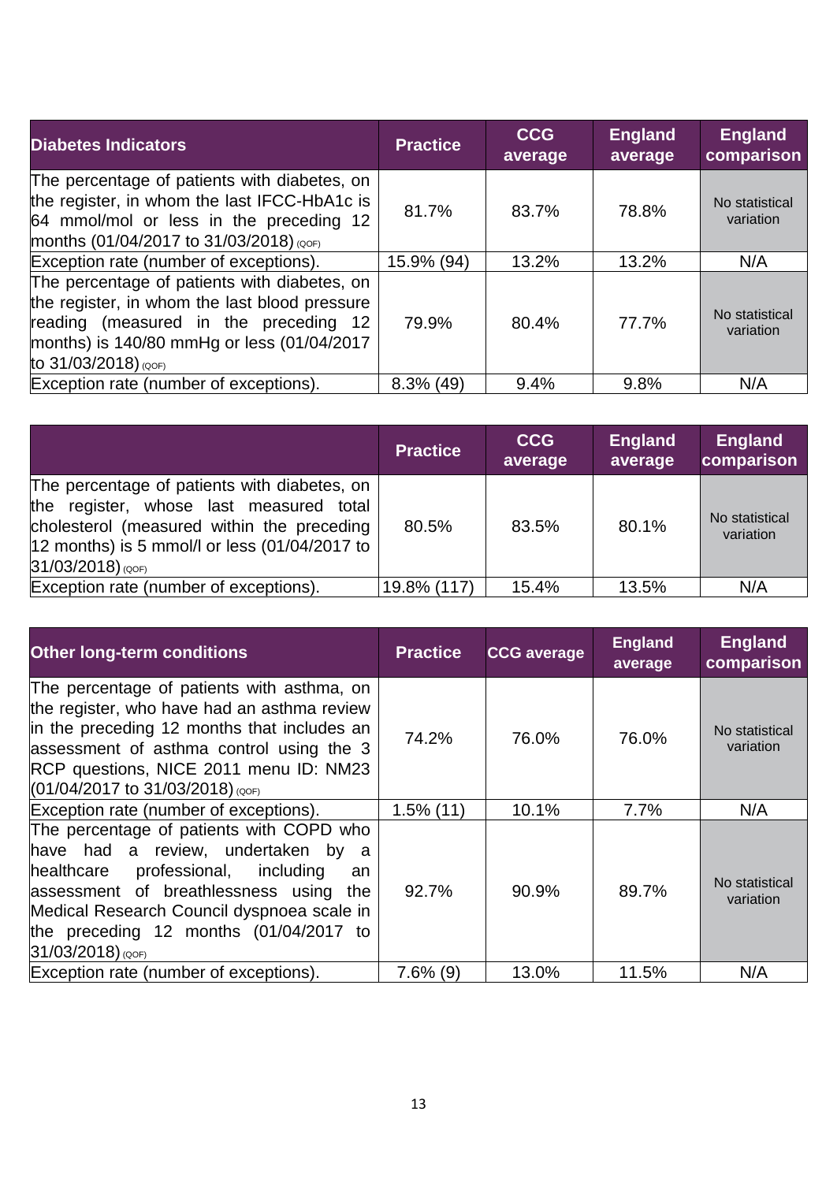| Diabetes Indicators | Practice | CCG average | England average | England comparison |
|---|---|---|---|---|
| The percentage of patients with diabetes, on the register, in whom the last IFCC-HbA1c is 64 mmol/mol or less in the preceding 12 months (01/04/2017 to 31/03/2018) (QOF) | 81.7% | 83.7% | 78.8% | No statistical variation |
| Exception rate (number of exceptions). | 15.9% (94) | 13.2% | 13.2% | N/A |
| The percentage of patients with diabetes, on the register, in whom the last blood pressure reading (measured in the preceding 12 months) is 140/80 mmHg or less (01/04/2017 to 31/03/2018) (QOF) | 79.9% | 80.4% | 77.7% | No statistical variation |
| Exception rate (number of exceptions). | 8.3% (49) | 9.4% | 9.8% | N/A |

| | Practice | CCG average | England average | England comparison |
|---|---|---|---|---|
| The percentage of patients with diabetes, on the register, whose last measured total cholesterol (measured within the preceding 12 months) is 5 mmol/l or less (01/04/2017 to 31/03/2018) (QOF) | 80.5% | 83.5% | 80.1% | No statistical variation |
| Exception rate (number of exceptions). | 19.8% (117) | 15.4% | 13.5% | N/A |

| Other long-term conditions | Practice | CCG average | England average | England comparison |
|---|---|---|---|---|
| The percentage of patients with asthma, on the register, who have had an asthma review in the preceding 12 months that includes an assessment of asthma control using the 3 RCP questions, NICE 2011 menu ID: NM23 (01/04/2017 to 31/03/2018) (QOF) | 74.2% | 76.0% | 76.0% | No statistical variation |
| Exception rate (number of exceptions). | 1.5% (11) | 10.1% | 7.7% | N/A |
| The percentage of patients with COPD who have had a review, undertaken by a healthcare professional, including an assessment of breathlessness using the Medical Research Council dyspnoea scale in the preceding 12 months (01/04/2017 to 31/03/2018) (QOF) | 92.7% | 90.9% | 89.7% | No statistical variation |
| Exception rate (number of exceptions). | 7.6% (9) | 13.0% | 11.5% | N/A |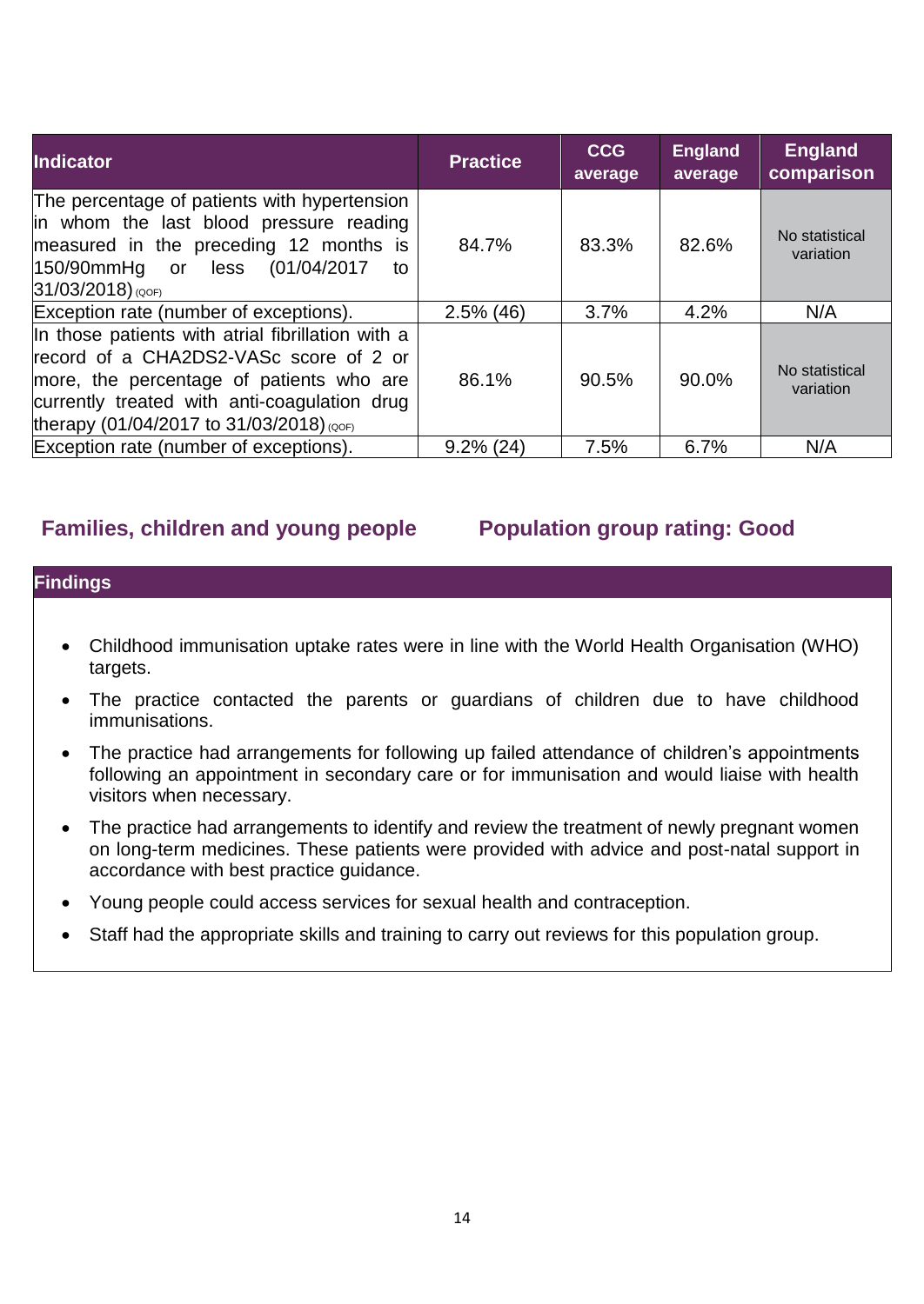| Indicator | Practice | CCG average | England average | England comparison |
|---|---|---|---|---|
| The percentage of patients with hypertension in whom the last blood pressure reading measured in the preceding 12 months is 150/90mmHg or less (01/04/2017 to 31/03/2018) (QOF) | 84.7% | 83.3% | 82.6% | No statistical variation |
| Exception rate (number of exceptions). | 2.5% (46) | 3.7% | 4.2% | N/A |
| In those patients with atrial fibrillation with a record of a CHA2DS2-VASc score of 2 or more, the percentage of patients who are currently treated with anti-coagulation drug therapy (01/04/2017 to 31/03/2018) (QOF) | 86.1% | 90.5% | 90.0% | No statistical variation |
| Exception rate (number of exceptions). | 9.2% (24) | 7.5% | 6.7% | N/A |

## Families, children and young people — Population group rating: Good

**Findings**

- Childhood immunisation uptake rates were in line with the World Health Organisation (WHO) targets.
- The practice contacted the parents or guardians of children due to have childhood immunisations.
- The practice had arrangements for following up failed attendance of children's appointments following an appointment in secondary care or for immunisation and would liaise with health visitors when necessary.
- The practice had arrangements to identify and review the treatment of newly pregnant women on long-term medicines. These patients were provided with advice and post-natal support in accordance with best practice guidance.
- Young people could access services for sexual health and contraception.
- Staff had the appropriate skills and training to carry out reviews for this population group.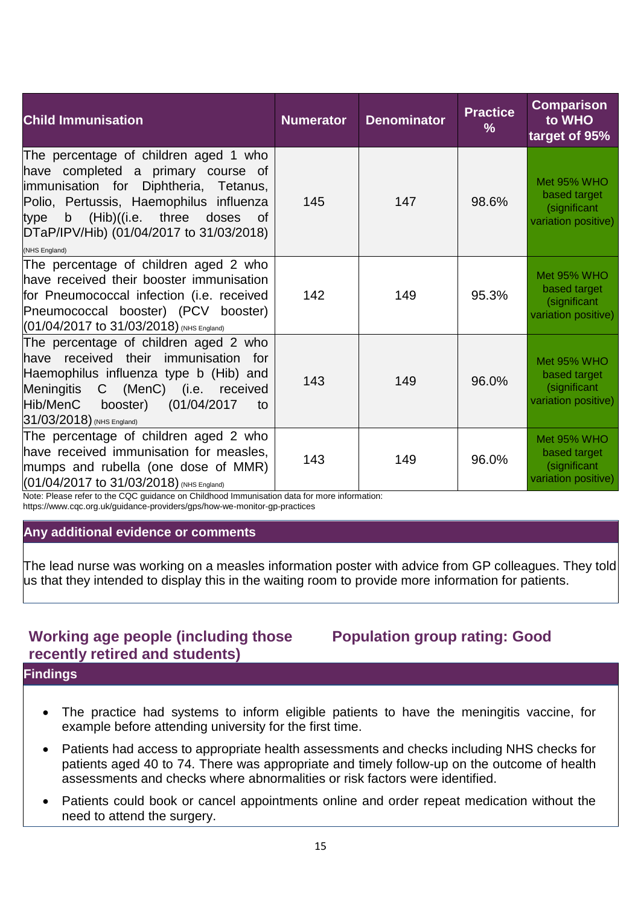| Child Immunisation | Numerator | Denominator | Practice % | Comparison to WHO target of 95% |
|---|---|---|---|---|
| The percentage of children aged 1 who have completed a primary course of immunisation for Diphtheria, Tetanus, Polio, Pertussis, Haemophilus influenza type b (Hib)((i.e. three doses of DTaP/IPV/Hib) (01/04/2017 to 31/03/2018) (NHS England) | 145 | 147 | 98.6% | Met 95% WHO based target (significant variation positive) |
| The percentage of children aged 2 who have received their booster immunisation for Pneumococcal infection (i.e. received Pneumococcal booster) (PCV booster) (01/04/2017 to 31/03/2018) (NHS England) | 142 | 149 | 95.3% | Met 95% WHO based target (significant variation positive) |
| The percentage of children aged 2 who have received their immunisation for Haemophilus influenza type b (Hib) and Meningitis C (MenC) (i.e. received Hib/MenC booster) (01/04/2017 to 31/03/2018) (NHS England) | 143 | 149 | 96.0% | Met 95% WHO based target (significant variation positive) |
| The percentage of children aged 2 who have received immunisation for measles, mumps and rubella (one dose of MMR) (01/04/2017 to 31/03/2018) (NHS England) | 143 | 149 | 96.0% | Met 95% WHO based target (significant variation positive) |

Note: Please refer to the CQC guidance on Childhood Immunisation data for more information: https://www.cqc.org.uk/guidance-providers/gps/how-we-monitor-gp-practices

**Any additional evidence or comments**

The lead nurse was working on a measles information poster with advice from GP colleagues. They told us that they intended to display this in the waiting room to provide more information for patients.

## Working age people (including those recently retired and students) — Population group rating: Good

**Findings**

- The practice had systems to inform eligible patients to have the meningitis vaccine, for example before attending university for the first time.
- Patients had access to appropriate health assessments and checks including NHS checks for patients aged 40 to 74. There was appropriate and timely follow-up on the outcome of health assessments and checks where abnormalities or risk factors were identified.
- Patients could book or cancel appointments online and order repeat medication without the need to attend the surgery.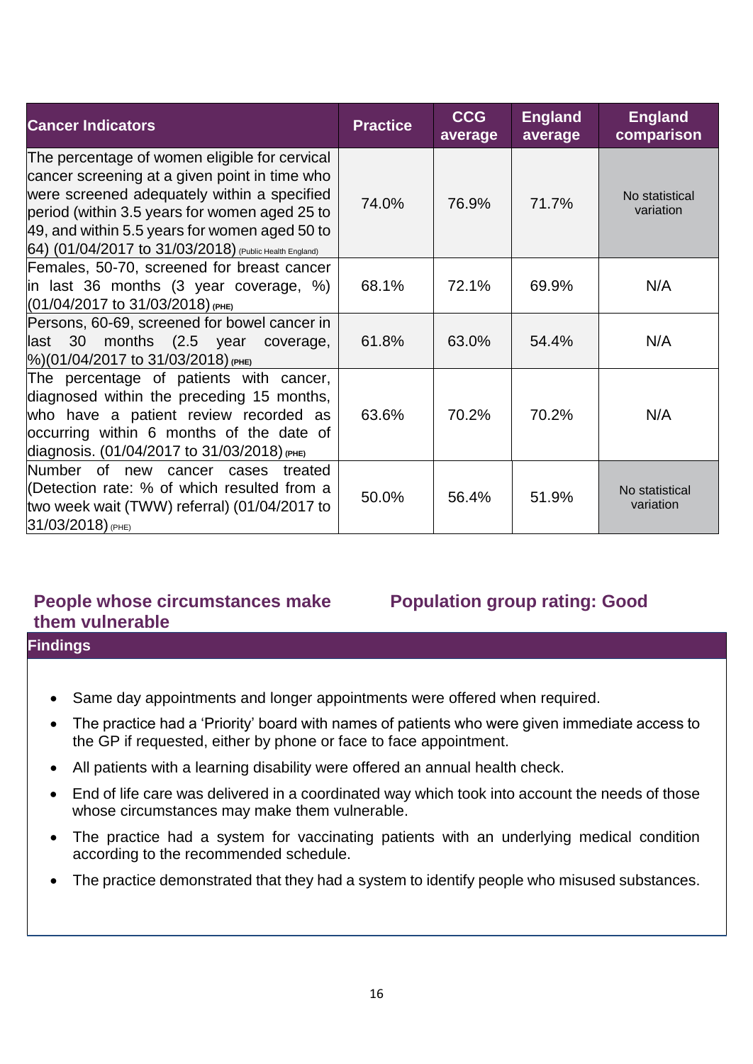| Cancer Indicators | Practice | CCG average | England average | England comparison |
|---|---|---|---|---|
| The percentage of women eligible for cervical cancer screening at a given point in time who were screened adequately within a specified period (within 3.5 years for women aged 25 to 49, and within 5.5 years for women aged 50 to 64) (01/04/2017 to 31/03/2018) (Public Health England) | 74.0% | 76.9% | 71.7% | No statistical variation |
| Females, 50-70, screened for breast cancer in last 36 months (3 year coverage, %) (01/04/2017 to 31/03/2018) (PHE) | 68.1% | 72.1% | 69.9% | N/A |
| Persons, 60-69, screened for bowel cancer in last 30 months (2.5 year coverage, %)(01/04/2017 to 31/03/2018) (PHE) | 61.8% | 63.0% | 54.4% | N/A |
| The percentage of patients with cancer, diagnosed within the preceding 15 months, who have a patient review recorded as occurring within 6 months of the date of diagnosis. (01/04/2017 to 31/03/2018) (PHE) | 63.6% | 70.2% | 70.2% | N/A |
| Number of new cancer cases treated (Detection rate: % of which resulted from a two week wait (TWW) referral) (01/04/2017 to 31/03/2018) (PHE) | 50.0% | 56.4% | 51.9% | No statistical variation |

## People whose circumstances make them vulnerable

## Population group rating: Good

**Findings**

- Same day appointments and longer appointments were offered when required.
- The practice had a 'Priority' board with names of patients who were given immediate access to the GP if requested, either by phone or face to face appointment.
- All patients with a learning disability were offered an annual health check.
- End of life care was delivered in a coordinated way which took into account the needs of those whose circumstances may make them vulnerable.
- The practice had a system for vaccinating patients with an underlying medical condition according to the recommended schedule.
- The practice demonstrated that they had a system to identify people who misused substances.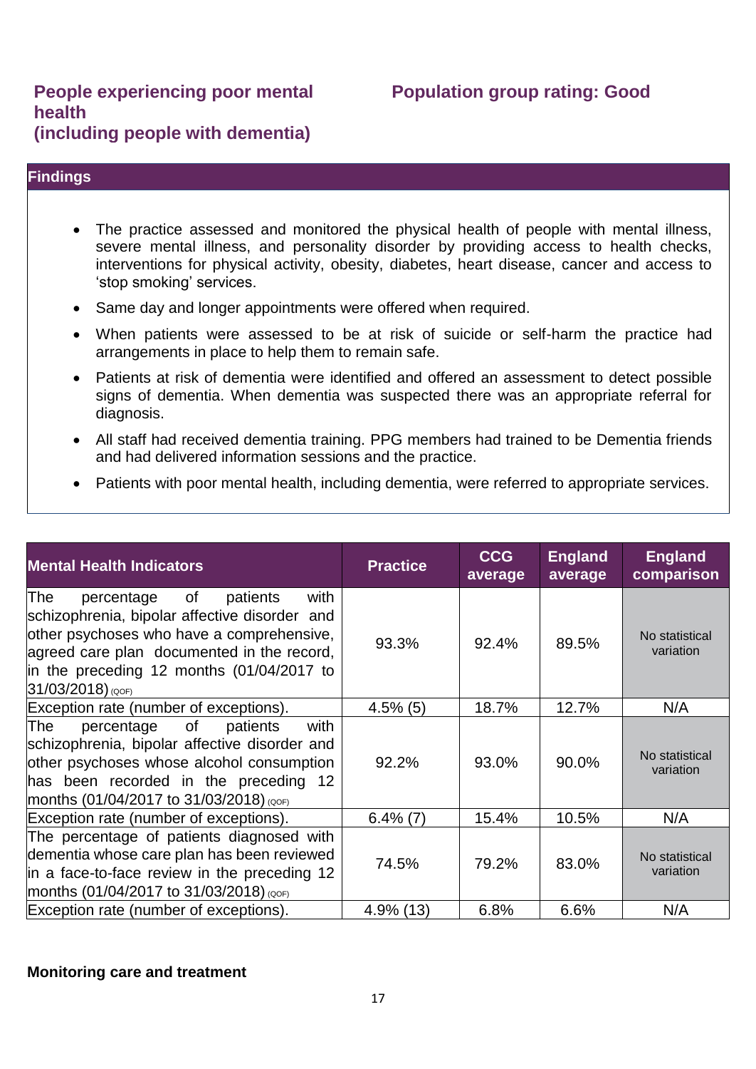### People experiencing poor mental health (including people with dementia)

### Population group rating: Good

**Findings**

- The practice assessed and monitored the physical health of people with mental illness, severe mental illness, and personality disorder by providing access to health checks, interventions for physical activity, obesity, diabetes, heart disease, cancer and access to 'stop smoking' services.
- Same day and longer appointments were offered when required.
- When patients were assessed to be at risk of suicide or self-harm the practice had arrangements in place to help them to remain safe.
- Patients at risk of dementia were identified and offered an assessment to detect possible signs of dementia. When dementia was suspected there was an appropriate referral for diagnosis.
- All staff had received dementia training. PPG members had trained to be Dementia friends and had delivered information sessions and the practice.
- Patients with poor mental health, including dementia, were referred to appropriate services.

| Mental Health Indicators | Practice | CCG average | England average | England comparison |
|---|---|---|---|---|
| The percentage of patients with schizophrenia, bipolar affective disorder and other psychoses who have a comprehensive, agreed care plan documented in the record, in the preceding 12 months (01/04/2017 to 31/03/2018) (QOF) | 93.3% | 92.4% | 89.5% | No statistical variation |
| Exception rate (number of exceptions). | 4.5% (5) | 18.7% | 12.7% | N/A |
| The percentage of patients with schizophrenia, bipolar affective disorder and other psychoses whose alcohol consumption has been recorded in the preceding 12 months (01/04/2017 to 31/03/2018) (QOF) | 92.2% | 93.0% | 90.0% | No statistical variation |
| Exception rate (number of exceptions). | 6.4% (7) | 15.4% | 10.5% | N/A |
| The percentage of patients diagnosed with dementia whose care plan has been reviewed in a face-to-face review in the preceding 12 months (01/04/2017 to 31/03/2018) (QOF) | 74.5% | 79.2% | 83.0% | No statistical variation |
| Exception rate (number of exceptions). | 4.9% (13) | 6.8% | 6.6% | N/A |

**Monitoring care and treatment**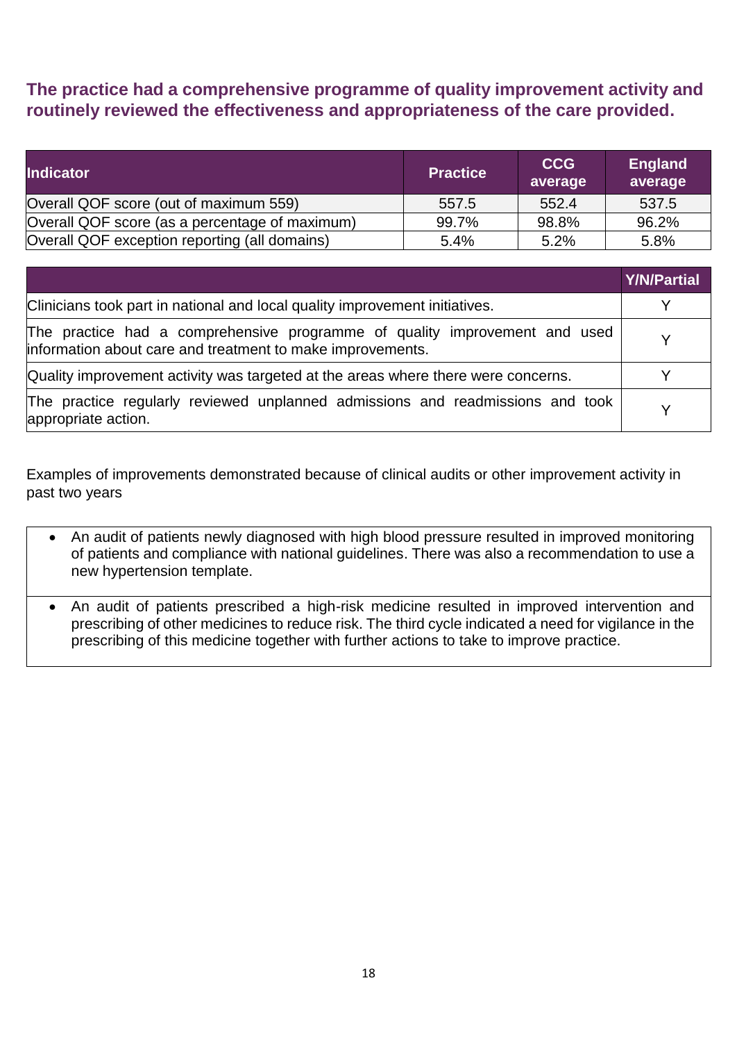### The practice had a comprehensive programme of quality improvement activity and routinely reviewed the effectiveness and appropriateness of the care provided.

| Indicator | Practice | CCG average | England average |
|---|---|---|---|
| Overall QOF score (out of maximum 559) | 557.5 | 552.4 | 537.5 |
| Overall QOF score (as a percentage of maximum) | 99.7% | 98.8% | 96.2% |
| Overall QOF exception reporting (all domains) | 5.4% | 5.2% | 5.8% |

| | Y/N/Partial |
|---|---|
| Clinicians took part in national and local quality improvement initiatives. | Y |
| The practice had a comprehensive programme of quality improvement and used information about care and treatment to make improvements. | Y |
| Quality improvement activity was targeted at the areas where there were concerns. | Y |
| The practice regularly reviewed unplanned admissions and readmissions and took appropriate action. | Y |

Examples of improvements demonstrated because of clinical audits or other improvement activity in past two years

- An audit of patients newly diagnosed with high blood pressure resulted in improved monitoring of patients and compliance with national guidelines. There was also a recommendation to use a new hypertension template.
- An audit of patients prescribed a high-risk medicine resulted in improved intervention and prescribing of other medicines to reduce risk. The third cycle indicated a need for vigilance in the prescribing of this medicine together with further actions to take to improve practice.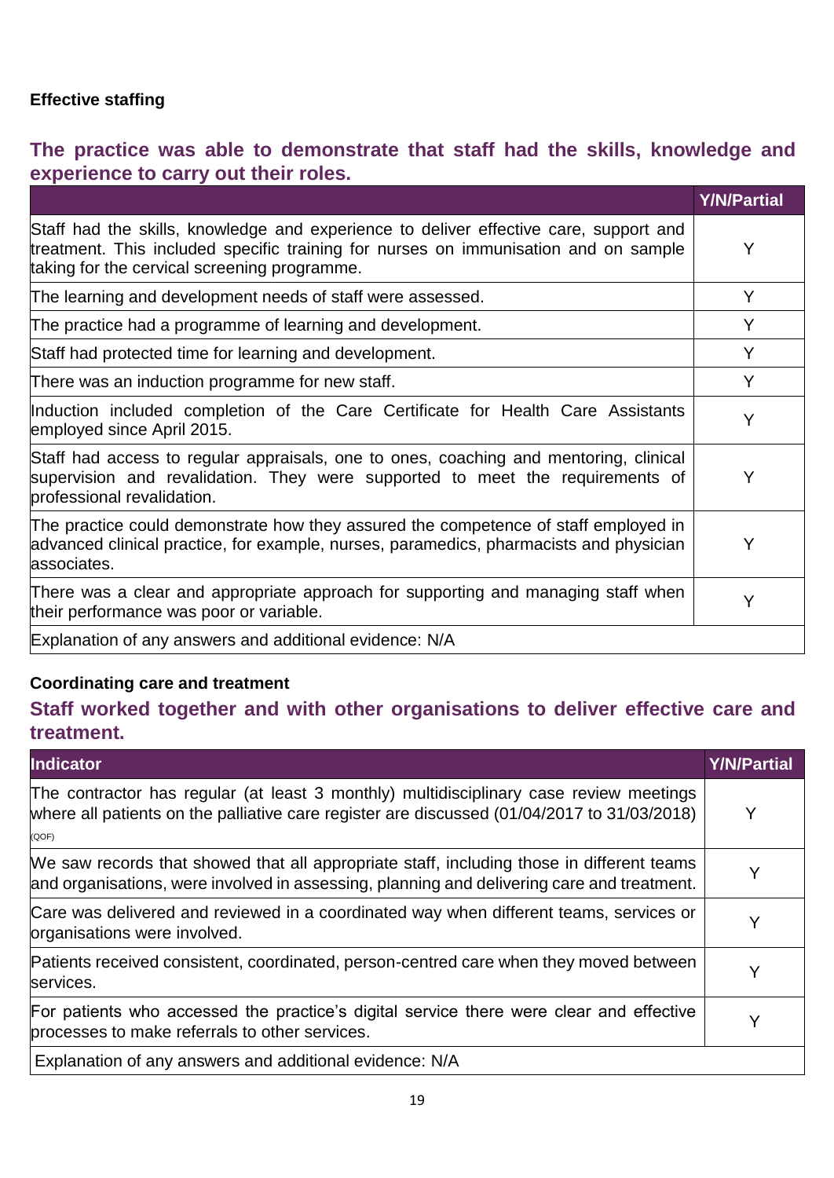**Effective staffing**

## The practice was able to demonstrate that staff had the skills, knowledge and experience to carry out their roles.

| | Y/N/Partial |
|---|---|
| Staff had the skills, knowledge and experience to deliver effective care, support and treatment. This included specific training for nurses on immunisation and on sample taking for the cervical screening programme. | Y |
| The learning and development needs of staff were assessed. | Y |
| The practice had a programme of learning and development. | Y |
| Staff had protected time for learning and development. | Y |
| There was an induction programme for new staff. | Y |
| Induction included completion of the Care Certificate for Health Care Assistants employed since April 2015. | Y |
| Staff had access to regular appraisals, one to ones, coaching and mentoring, clinical supervision and revalidation. They were supported to meet the requirements of professional revalidation. | Y |
| The practice could demonstrate how they assured the competence of staff employed in advanced clinical practice, for example, nurses, paramedics, pharmacists and physician associates. | Y |
| There was a clear and appropriate approach for supporting and managing staff when their performance was poor or variable. | Y |
| Explanation of any answers and additional evidence: N/A | |

**Coordinating care and treatment**

## Staff worked together and with other organisations to deliver effective care and treatment.

| Indicator | Y/N/Partial |
|---|---|
| The contractor has regular (at least 3 monthly) multidisciplinary case review meetings where all patients on the palliative care register are discussed (01/04/2017 to 31/03/2018) (QOF) | Y |
| We saw records that showed that all appropriate staff, including those in different teams and organisations, were involved in assessing, planning and delivering care and treatment. | Y |
| Care was delivered and reviewed in a coordinated way when different teams, services or organisations were involved. | Y |
| Patients received consistent, coordinated, person-centred care when they moved between services. | Y |
| For patients who accessed the practice's digital service there were clear and effective processes to make referrals to other services. | Y |
| Explanation of any answers and additional evidence: N/A | |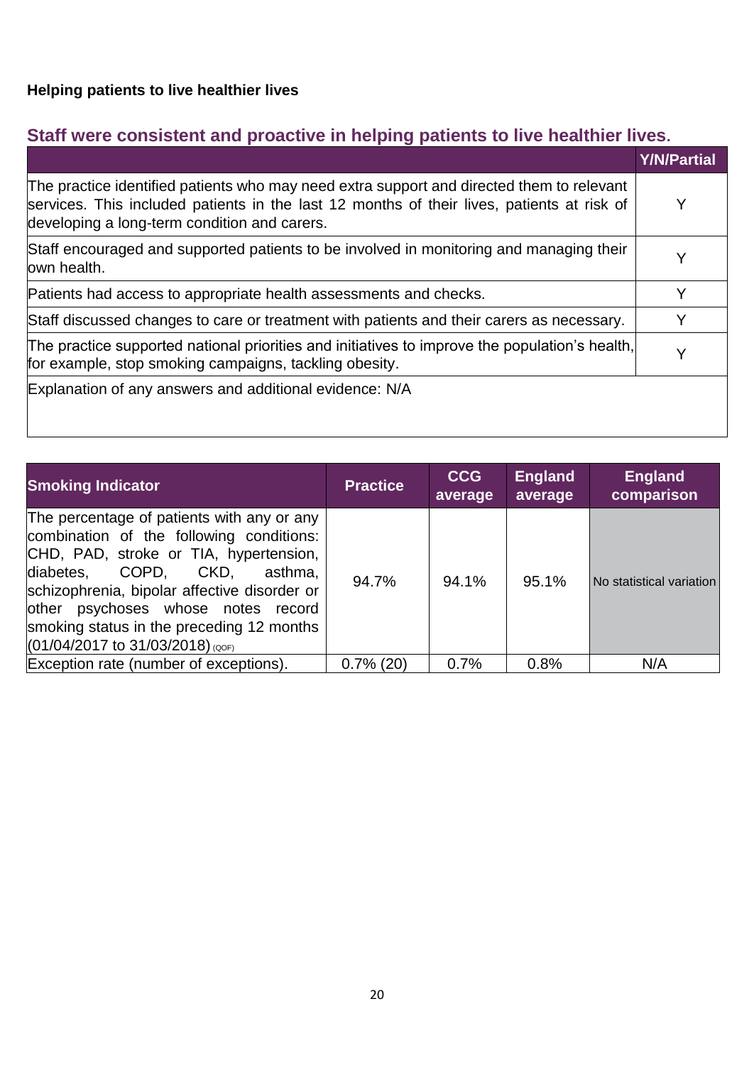**Helping patients to live healthier lives**

## Staff were consistent and proactive in helping patients to live healthier lives.

| | Y/N/Partial |
|---|---|
| The practice identified patients who may need extra support and directed them to relevant services. This included patients in the last 12 months of their lives, patients at risk of developing a long-term condition and carers. | Y |
| Staff encouraged and supported patients to be involved in monitoring and managing their own health. | Y |
| Patients had access to appropriate health assessments and checks. | Y |
| Staff discussed changes to care or treatment with patients and their carers as necessary. | Y |
| The practice supported national priorities and initiatives to improve the population's health, for example, stop smoking campaigns, tackling obesity. | Y |
| Explanation of any answers and additional evidence: N/A | |

| Smoking Indicator | Practice | CCG average | England average | England comparison |
|---|---|---|---|---|
| The percentage of patients with any or any combination of the following conditions: CHD, PAD, stroke or TIA, hypertension, diabetes, COPD, CKD, asthma, schizophrenia, bipolar affective disorder or other psychoses whose notes record smoking status in the preceding 12 months (01/04/2017 to 31/03/2018) (QOF) | 94.7% | 94.1% | 95.1% | No statistical variation |
| Exception rate (number of exceptions). | 0.7% (20) | 0.7% | 0.8% | N/A |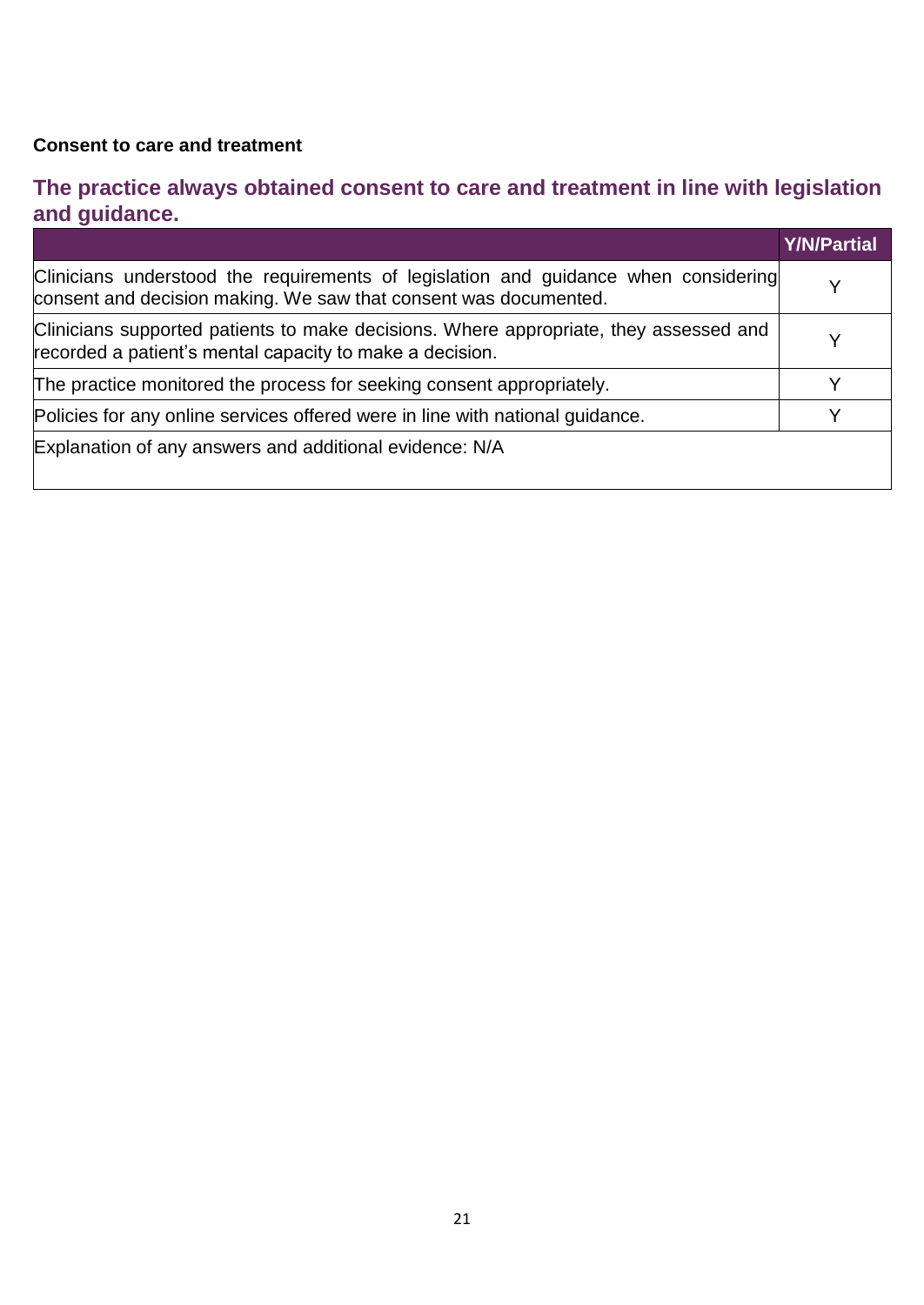**Consent to care and treatment**

## The practice always obtained consent to care and treatment in line with legislation and guidance.

| | Y/N/Partial |
|---|---|
| Clinicians understood the requirements of legislation and guidance when considering consent and decision making. We saw that consent was documented. | Y |
| Clinicians supported patients to make decisions. Where appropriate, they assessed and recorded a patient's mental capacity to make a decision. | Y |
| The practice monitored the process for seeking consent appropriately. | Y |
| Policies for any online services offered were in line with national guidance. | Y |
| Explanation of any answers and additional evidence: N/A | |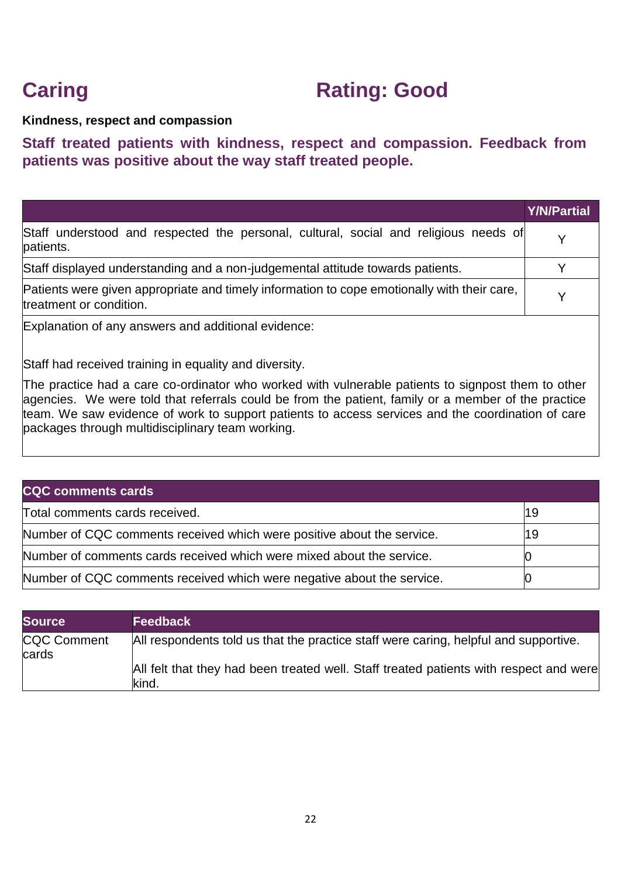# Caring Rating: Good

**Kindness, respect and compassion**

**Staff treated patients with kindness, respect and compassion. Feedback from patients was positive about the way staff treated people.**

| | Y/N/Partial |
|---|---|
| Staff understood and respected the personal, cultural, social and religious needs of patients. | Y |
| Staff displayed understanding and a non-judgemental attitude towards patients. | Y |
| Patients were given appropriate and timely information to cope emotionally with their care, treatment or condition. | Y |

Explanation of any answers and additional evidence:

Staff had received training in equality and diversity.

The practice had a care co-ordinator who worked with vulnerable patients to signpost them to other agencies. We were told that referrals could be from the patient, family or a member of the practice team. We saw evidence of work to support patients to access services and the coordination of care packages through multidisciplinary team working.

| CQC comments cards | |
|---|---|
| Total comments cards received. | 19 |
| Number of CQC comments received which were positive about the service. | 19 |
| Number of comments cards received which were mixed about the service. | 0 |
| Number of CQC comments received which were negative about the service. | 0 |

| Source | Feedback |
|---|---|
| CQC Comment cards | All respondents told us that the practice staff were caring, helpful and supportive.<br><br>All felt that they had been treated well. Staff treated patients with respect and were kind. |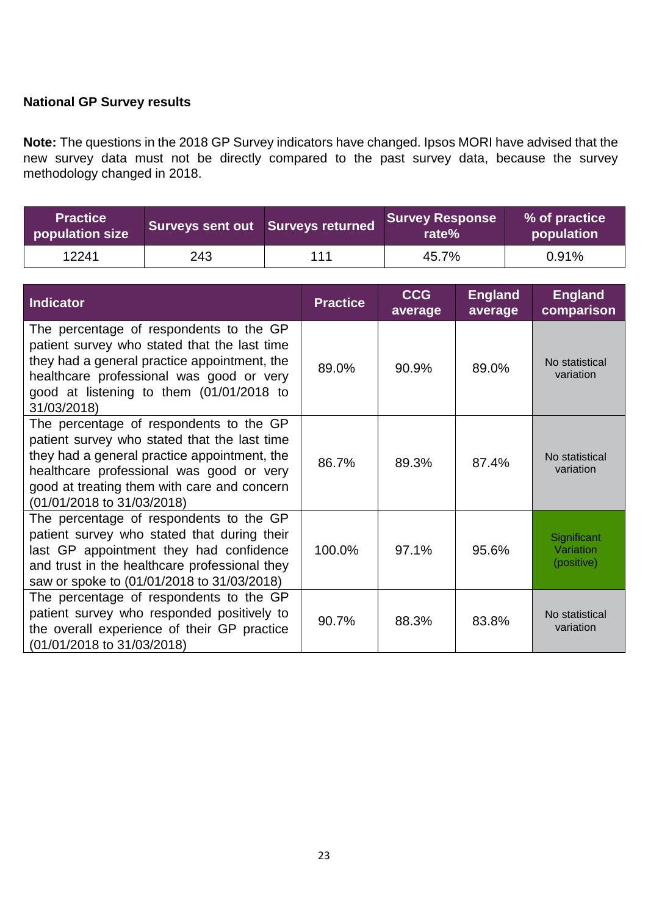**National GP Survey results**

**Note:** The questions in the 2018 GP Survey indicators have changed. Ipsos MORI have advised that the new survey data must not be directly compared to the past survey data, because the survey methodology changed in 2018.

| Practice population size | Surveys sent out | Surveys returned | Survey Response rate% | % of practice population |
|---|---|---|---|---|
| 12241 | 243 | 111 | 45.7% | 0.91% |

| Indicator | Practice | CCG average | England average | England comparison |
|---|---|---|---|---|
| The percentage of respondents to the GP patient survey who stated that the last time they had a general practice appointment, the healthcare professional was good or very good at listening to them (01/01/2018 to 31/03/2018) | 89.0% | 90.9% | 89.0% | No statistical variation |
| The percentage of respondents to the GP patient survey who stated that the last time they had a general practice appointment, the healthcare professional was good or very good at treating them with care and concern (01/01/2018 to 31/03/2018) | 86.7% | 89.3% | 87.4% | No statistical variation |
| The percentage of respondents to the GP patient survey who stated that during their last GP appointment they had confidence and trust in the healthcare professional they saw or spoke to (01/01/2018 to 31/03/2018) | 100.0% | 97.1% | 95.6% | Significant Variation (positive) |
| The percentage of respondents to the GP patient survey who responded positively to the overall experience of their GP practice (01/01/2018 to 31/03/2018) | 90.7% | 88.3% | 83.8% | No statistical variation |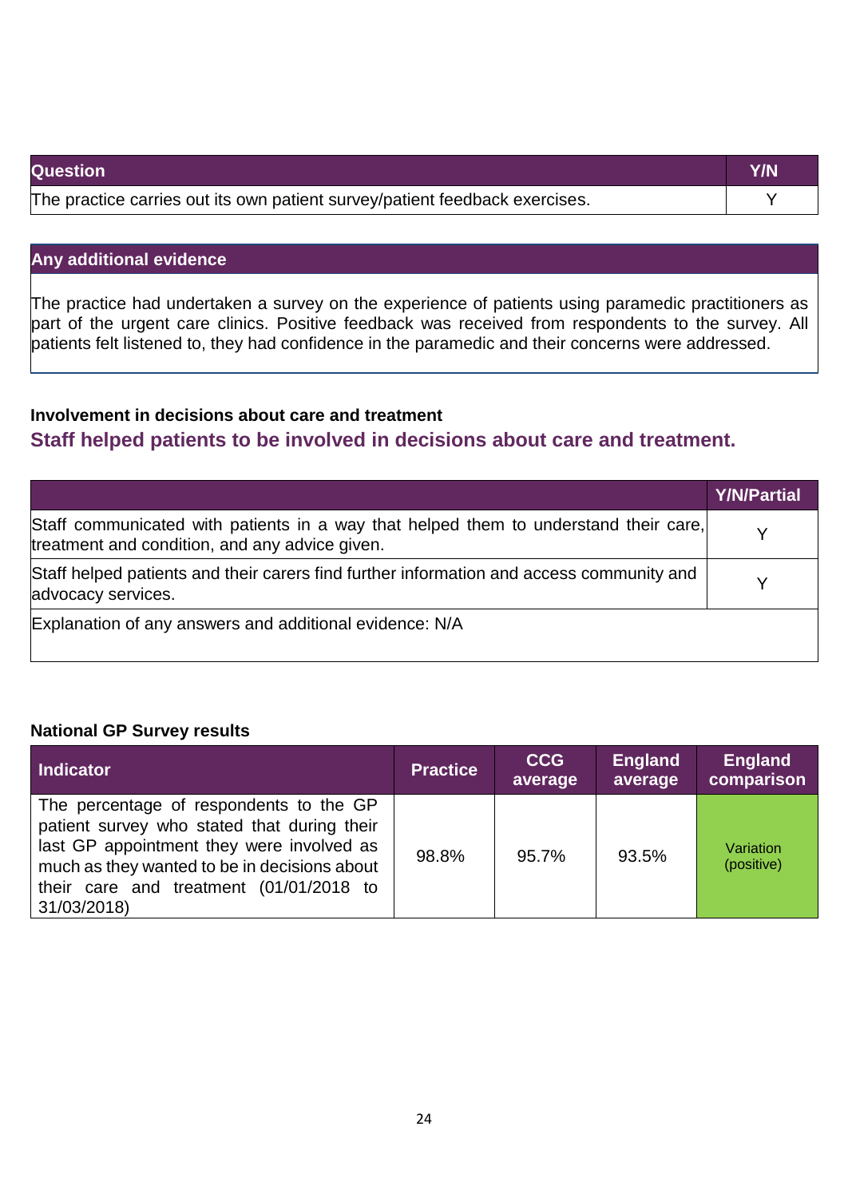| Question | Y/N |
| --- | --- |
| The practice carries out its own patient survey/patient feedback exercises. | Y |

| Any additional evidence |
| --- |
| The practice had undertaken a survey on the experience of patients using paramedic practitioners as part of the urgent care clinics. Positive feedback was received from respondents to the survey. All patients felt listened to, they had confidence in the paramedic and their concerns were addressed. |

**Involvement in decisions about care and treatment**

### Staff helped patients to be involved in decisions about care and treatment.

| | Y/N/Partial |
| --- | --- |
| Staff communicated with patients in a way that helped them to understand their care, treatment and condition, and any advice given. | Y |
| Staff helped patients and their carers find further information and access community and advocacy services. | Y |
| Explanation of any answers and additional evidence: N/A | |

**National GP Survey results**

| Indicator | Practice | CCG average | England average | England comparison |
| --- | --- | --- | --- | --- |
| The percentage of respondents to the GP patient survey who stated that during their last GP appointment they were involved as much as they wanted to be in decisions about their care and treatment (01/01/2018 to 31/03/2018) | 98.8% | 95.7% | 93.5% | Variation (positive) |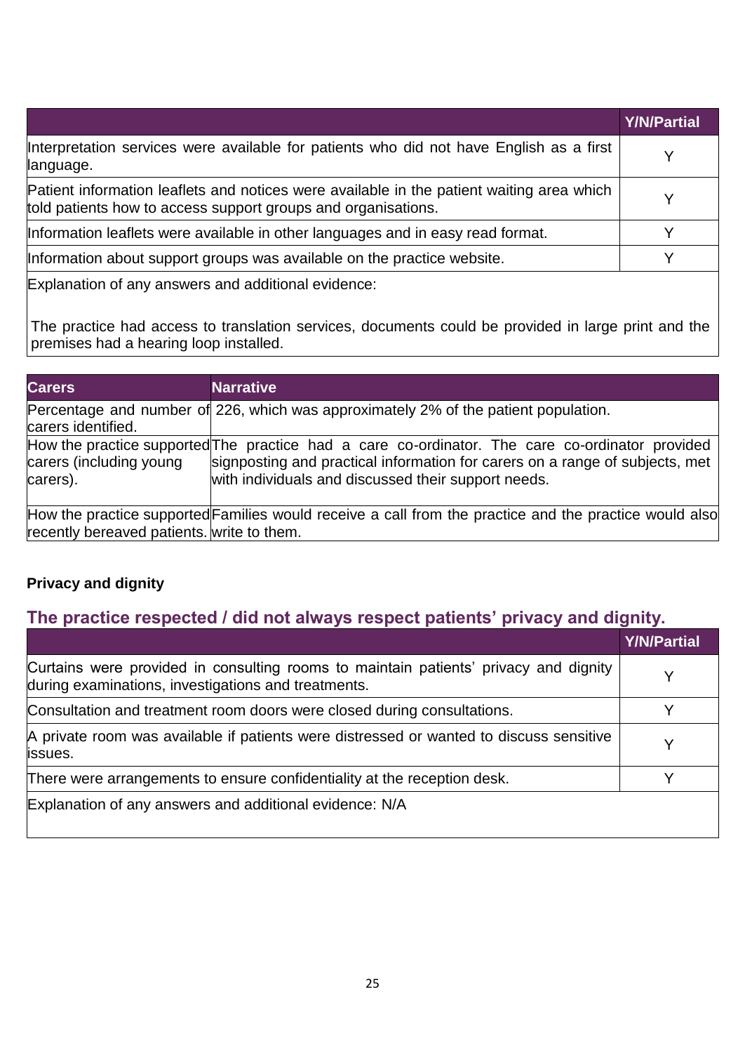| | Y/N/Partial |
|---|---|
| Interpretation services were available for patients who did not have English as a first language. | Y |
| Patient information leaflets and notices were available in the patient waiting area which told patients how to access support groups and organisations. | Y |
| Information leaflets were available in other languages and in easy read format. | Y |
| Information about support groups was available on the practice website. | Y |
| Explanation of any answers and additional evidence:<br><br>The practice had access to translation services, documents could be provided in large print and the premises had a hearing loop installed. | |

| Carers | Narrative |
|---|---|
| Percentage and number of carers identified. | 226, which was approximately 2% of the patient population. |
| How the practice supported carers (including young carers). | The practice had a care co-ordinator. The care co-ordinator provided signposting and practical information for carers on a range of subjects, met with individuals and discussed their support needs. |
| How the practice supported recently bereaved patients. | Families would receive a call from the practice and the practice would also write to them. |

**Privacy and dignity**

## The practice respected / did not always respect patients' privacy and dignity.

| | Y/N/Partial |
|---|---|
| Curtains were provided in consulting rooms to maintain patients' privacy and dignity during examinations, investigations and treatments. | Y |
| Consultation and treatment room doors were closed during consultations. | Y |
| A private room was available if patients were distressed or wanted to discuss sensitive issues. | Y |
| There were arrangements to ensure confidentiality at the reception desk. | Y |
| Explanation of any answers and additional evidence: N/A | |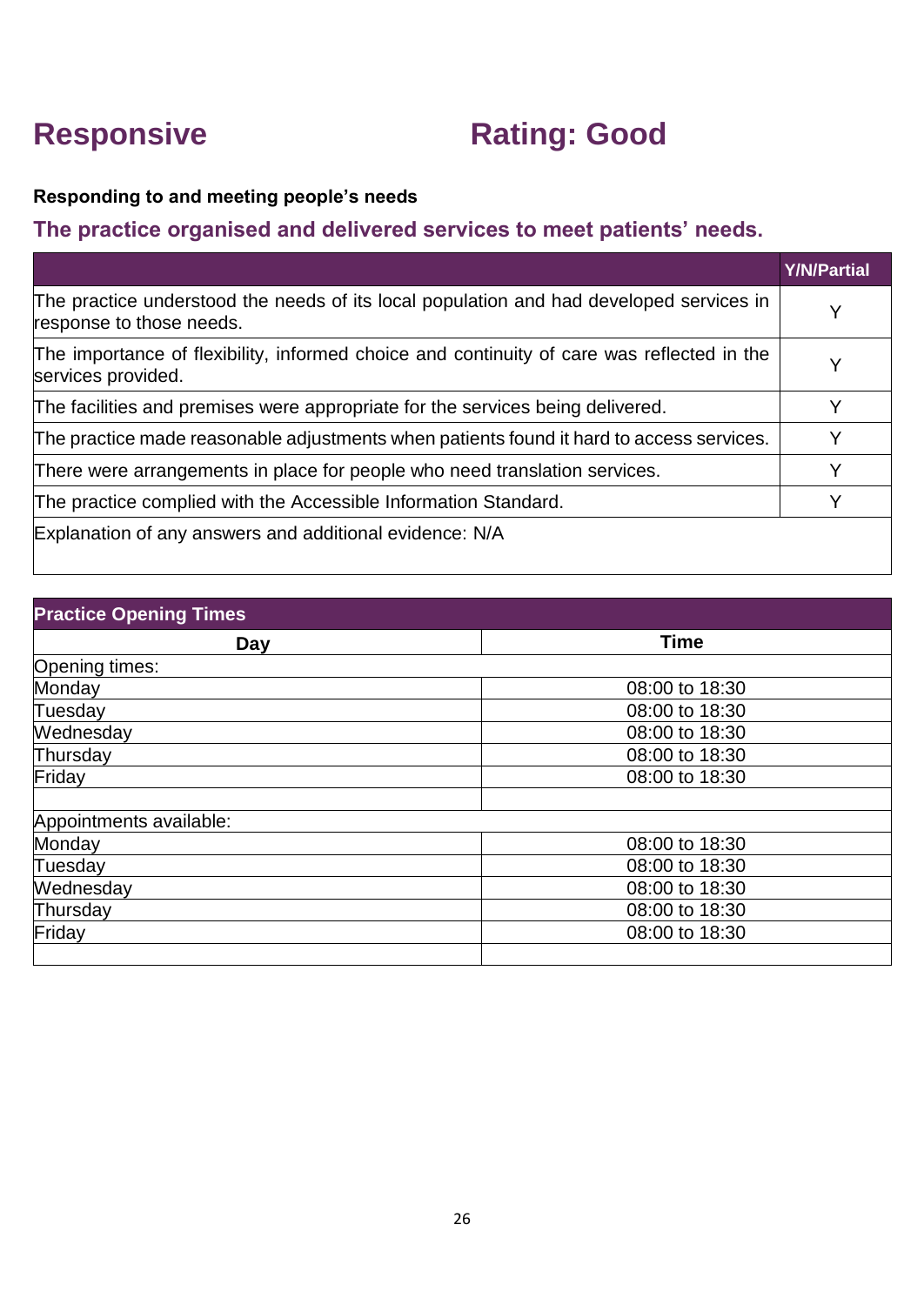# Responsive Rating: Good

**Responding to and meeting people's needs**

## The practice organised and delivered services to meet patients' needs.

| | Y/N/Partial |
|---|---|
| The practice understood the needs of its local population and had developed services in response to those needs. | Y |
| The importance of flexibility, informed choice and continuity of care was reflected in the services provided. | Y |
| The facilities and premises were appropriate for the services being delivered. | Y |
| The practice made reasonable adjustments when patients found it hard to access services. | Y |
| There were arrangements in place for people who need translation services. | Y |
| The practice complied with the Accessible Information Standard. | Y |
| Explanation of any answers and additional evidence: N/A | |

| Practice Opening Times | |
|---|---|
| **Day** | **Time** |
| Opening times: | |
| Monday | 08:00 to 18:30 |
| Tuesday | 08:00 to 18:30 |
| Wednesday | 08:00 to 18:30 |
| Thursday | 08:00 to 18:30 |
| Friday | 08:00 to 18:30 |
| | |
| Appointments available: | |
| Monday | 08:00 to 18:30 |
| Tuesday | 08:00 to 18:30 |
| Wednesday | 08:00 to 18:30 |
| Thursday | 08:00 to 18:30 |
| Friday | 08:00 to 18:30 |
| | |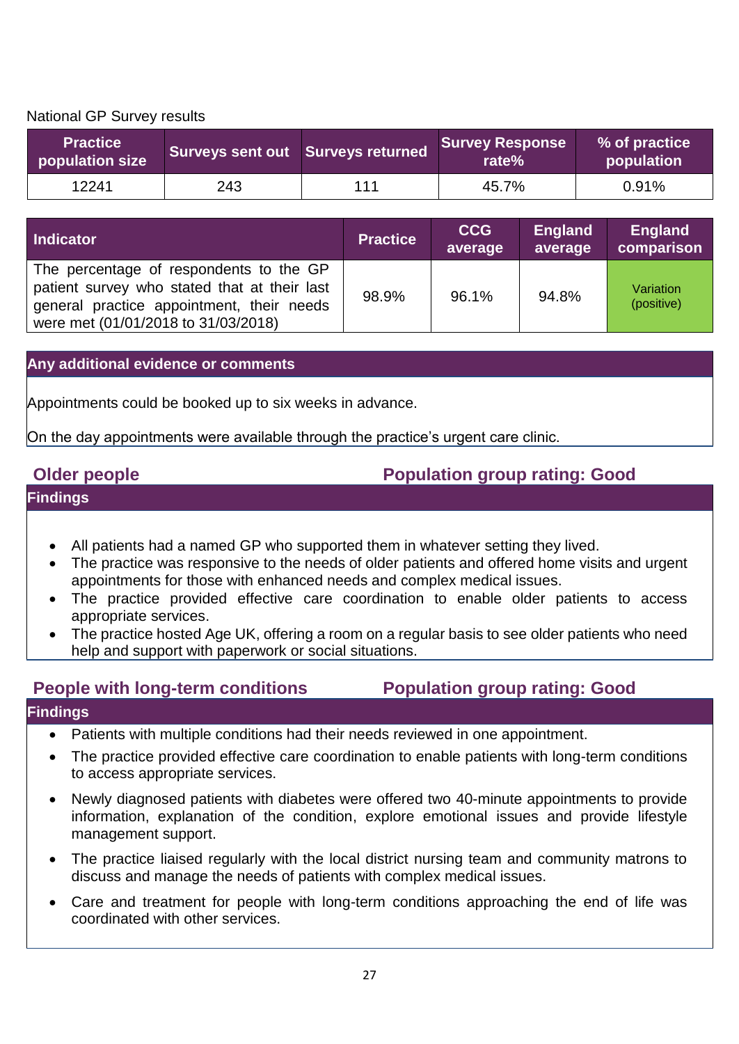National GP Survey results

| Practice population size | Surveys sent out | Surveys returned | Survey Response rate% | % of practice population |
|---|---|---|---|---|
| 12241 | 243 | 111 | 45.7% | 0.91% |

| Indicator | Practice | CCG average | England average | England comparison |
|---|---|---|---|---|
| The percentage of respondents to the GP patient survey who stated that at their last general practice appointment, their needs were met (01/01/2018 to 31/03/2018) | 98.9% | 96.1% | 94.8% | Variation (positive) |

| Any additional evidence or comments |
|---|
| Appointments could be booked up to six weeks in advance.<br><br>On the day appointments were available through the practice's urgent care clinic. |

## Older people — Population group rating: Good

**Findings**

- All patients had a named GP who supported them in whatever setting they lived.
- The practice was responsive to the needs of older patients and offered home visits and urgent appointments for those with enhanced needs and complex medical issues.
- The practice provided effective care coordination to enable older patients to access appropriate services.
- The practice hosted Age UK, offering a room on a regular basis to see older patients who need help and support with paperwork or social situations.

## People with long-term conditions — Population group rating: Good

**Findings**

- Patients with multiple conditions had their needs reviewed in one appointment.
- The practice provided effective care coordination to enable patients with long-term conditions to access appropriate services.
- Newly diagnosed patients with diabetes were offered two 40-minute appointments to provide information, explanation of the condition, explore emotional issues and provide lifestyle management support.
- The practice liaised regularly with the local district nursing team and community matrons to discuss and manage the needs of patients with complex medical issues.
- Care and treatment for people with long-term conditions approaching the end of life was coordinated with other services.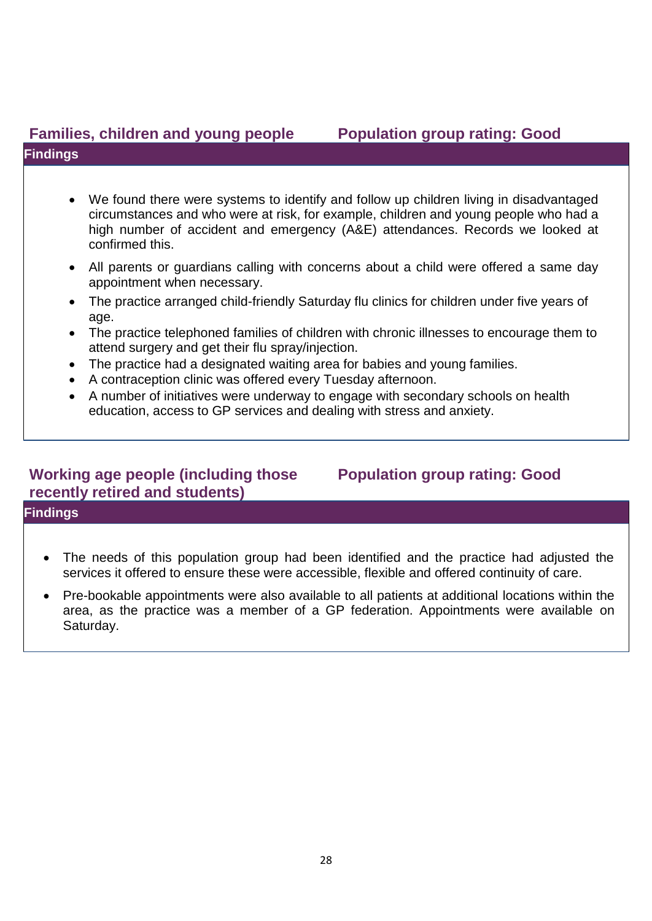### Families, children and young people — Population group rating: Good

**Findings**

- We found there were systems to identify and follow up children living in disadvantaged circumstances and who were at risk, for example, children and young people who had a high number of accident and emergency (A&E) attendances. Records we looked at confirmed this.
- All parents or guardians calling with concerns about a child were offered a same day appointment when necessary.
- The practice arranged child-friendly Saturday flu clinics for children under five years of age.
- The practice telephoned families of children with chronic illnesses to encourage them to attend surgery and get their flu spray/injection.
- The practice had a designated waiting area for babies and young families.
- A contraception clinic was offered every Tuesday afternoon.
- A number of initiatives were underway to engage with secondary schools on health education, access to GP services and dealing with stress and anxiety.

### Working age people (including those recently retired and students) — Population group rating: Good

**Findings**

- The needs of this population group had been identified and the practice had adjusted the services it offered to ensure these were accessible, flexible and offered continuity of care.
- Pre-bookable appointments were also available to all patients at additional locations within the area, as the practice was a member of a GP federation. Appointments were available on Saturday.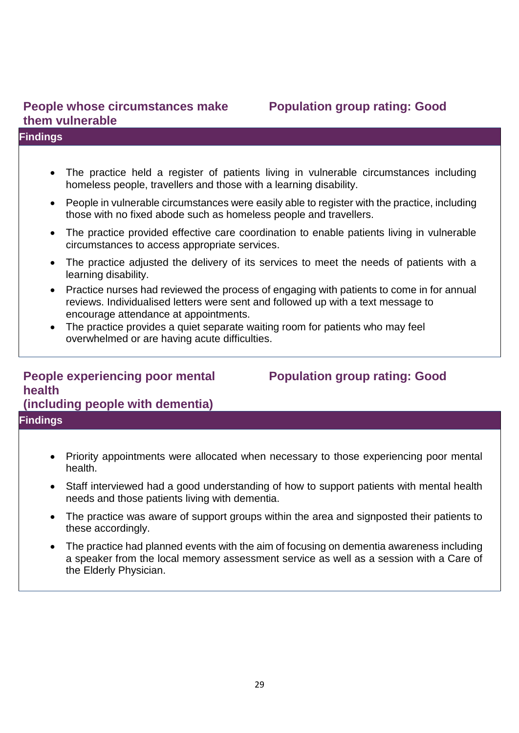## People whose circumstances make them vulnerable

**Population group rating: Good**

**Findings**

- The practice held a register of patients living in vulnerable circumstances including homeless people, travellers and those with a learning disability.
- People in vulnerable circumstances were easily able to register with the practice, including those with no fixed abode such as homeless people and travellers.
- The practice provided effective care coordination to enable patients living in vulnerable circumstances to access appropriate services.
- The practice adjusted the delivery of its services to meet the needs of patients with a learning disability.
- Practice nurses had reviewed the process of engaging with patients to come in for annual reviews. Individualised letters were sent and followed up with a text message to encourage attendance at appointments.
- The practice provides a quiet separate waiting room for patients who may feel overwhelmed or are having acute difficulties.

## People experiencing poor mental health (including people with dementia)

**Population group rating: Good**

**Findings**

- Priority appointments were allocated when necessary to those experiencing poor mental health.
- Staff interviewed had a good understanding of how to support patients with mental health needs and those patients living with dementia.
- The practice was aware of support groups within the area and signposted their patients to these accordingly.
- The practice had planned events with the aim of focusing on dementia awareness including a speaker from the local memory assessment service as well as a session with a Care of the Elderly Physician.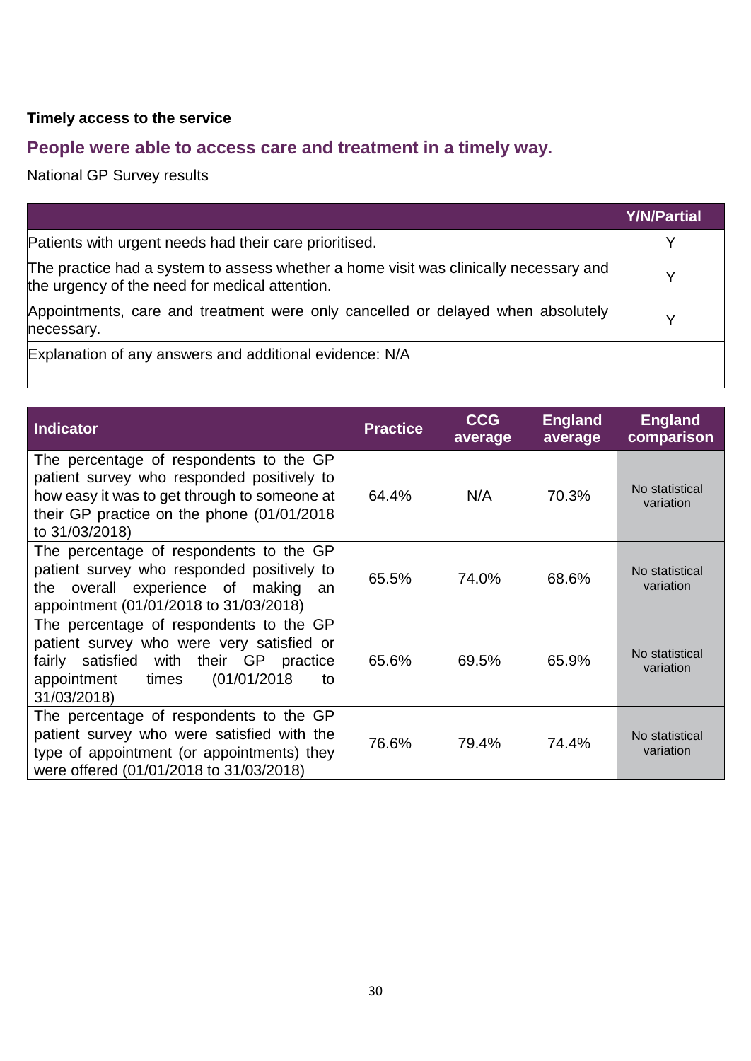### Timely access to the service

## People were able to access care and treatment in a timely way.

National GP Survey results

| | Y/N/Partial |
|---|---|
| Patients with urgent needs had their care prioritised. | Y |
| The practice had a system to assess whether a home visit was clinically necessary and the urgency of the need for medical attention. | Y |
| Appointments, care and treatment were only cancelled or delayed when absolutely necessary. | Y |
| Explanation of any answers and additional evidence: N/A | |

| Indicator | Practice | CCG average | England average | England comparison |
|---|---|---|---|---|
| The percentage of respondents to the GP patient survey who responded positively to how easy it was to get through to someone at their GP practice on the phone (01/01/2018 to 31/03/2018) | 64.4% | N/A | 70.3% | No statistical variation |
| The percentage of respondents to the GP patient survey who responded positively to the overall experience of making an appointment (01/01/2018 to 31/03/2018) | 65.5% | 74.0% | 68.6% | No statistical variation |
| The percentage of respondents to the GP patient survey who were very satisfied or fairly satisfied with their GP practice appointment times (01/01/2018 to 31/03/2018) | 65.6% | 69.5% | 65.9% | No statistical variation |
| The percentage of respondents to the GP patient survey who were satisfied with the type of appointment (or appointments) they were offered (01/01/2018 to 31/03/2018) | 76.6% | 79.4% | 74.4% | No statistical variation |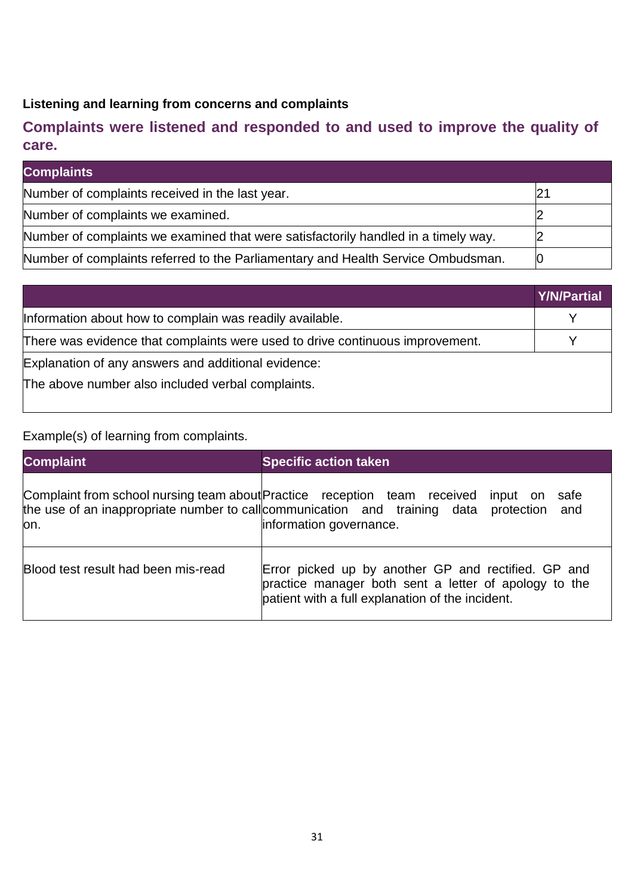### Listening and learning from concerns and complaints

## Complaints were listened and responded to and used to improve the quality of care.

| Complaints | |
|---|---|
| Number of complaints received in the last year. | 21 |
| Number of complaints we examined. | 2 |
| Number of complaints we examined that were satisfactorily handled in a timely way. | 2 |
| Number of complaints referred to the Parliamentary and Health Service Ombudsman. | 0 |

| | Y/N/Partial |
|---|---|
| Information about how to complain was readily available. | Y |
| There was evidence that complaints were used to drive continuous improvement. | Y |
| Explanation of any answers and additional evidence:<br><br>The above number also included verbal complaints. | |

Example(s) of learning from complaints.

| Complaint | Specific action taken |
|---|---|
| Complaint from school nursing team about the use of an inappropriate number to call on. | Practice reception team received input on safe communication and training data protection and information governance. |
| Blood test result had been mis-read | Error picked up by another GP and rectified. GP and practice manager both sent a letter of apology to the patient with a full explanation of the incident. |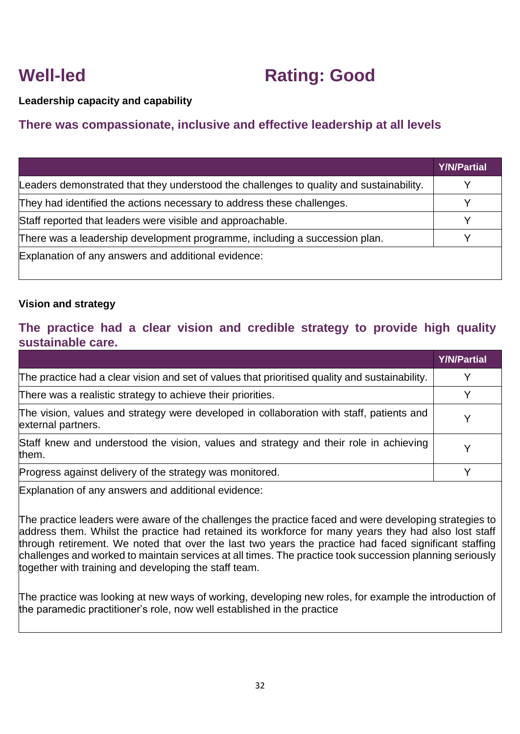# Well-led                                   Rating: Good

**Leadership capacity and capability**

## There was compassionate, inclusive and effective leadership at all levels

| | Y/N/Partial |
|---|---|
| Leaders demonstrated that they understood the challenges to quality and sustainability. | Y |
| They had identified the actions necessary to address these challenges. | Y |
| Staff reported that leaders were visible and approachable. | Y |
| There was a leadership development programme, including a succession plan. | Y |
| Explanation of any answers and additional evidence: | |

**Vision and strategy**

## The practice had a clear vision and credible strategy to provide high quality sustainable care.

| | Y/N/Partial |
|---|---|
| The practice had a clear vision and set of values that prioritised quality and sustainability. | Y |
| There was a realistic strategy to achieve their priorities. | Y |
| The vision, values and strategy were developed in collaboration with staff, patients and external partners. | Y |
| Staff knew and understood the vision, values and strategy and their role in achieving them. | Y |
| Progress against delivery of the strategy was monitored. | Y |

Explanation of any answers and additional evidence:

The practice leaders were aware of the challenges the practice faced and were developing strategies to address them. Whilst the practice had retained its workforce for many years they had also lost staff through retirement. We noted that over the last two years the practice had faced significant staffing challenges and worked to maintain services at all times. The practice took succession planning seriously together with training and developing the staff team.

The practice was looking at new ways of working, developing new roles, for example the introduction of the paramedic practitioner's role, now well established in the practice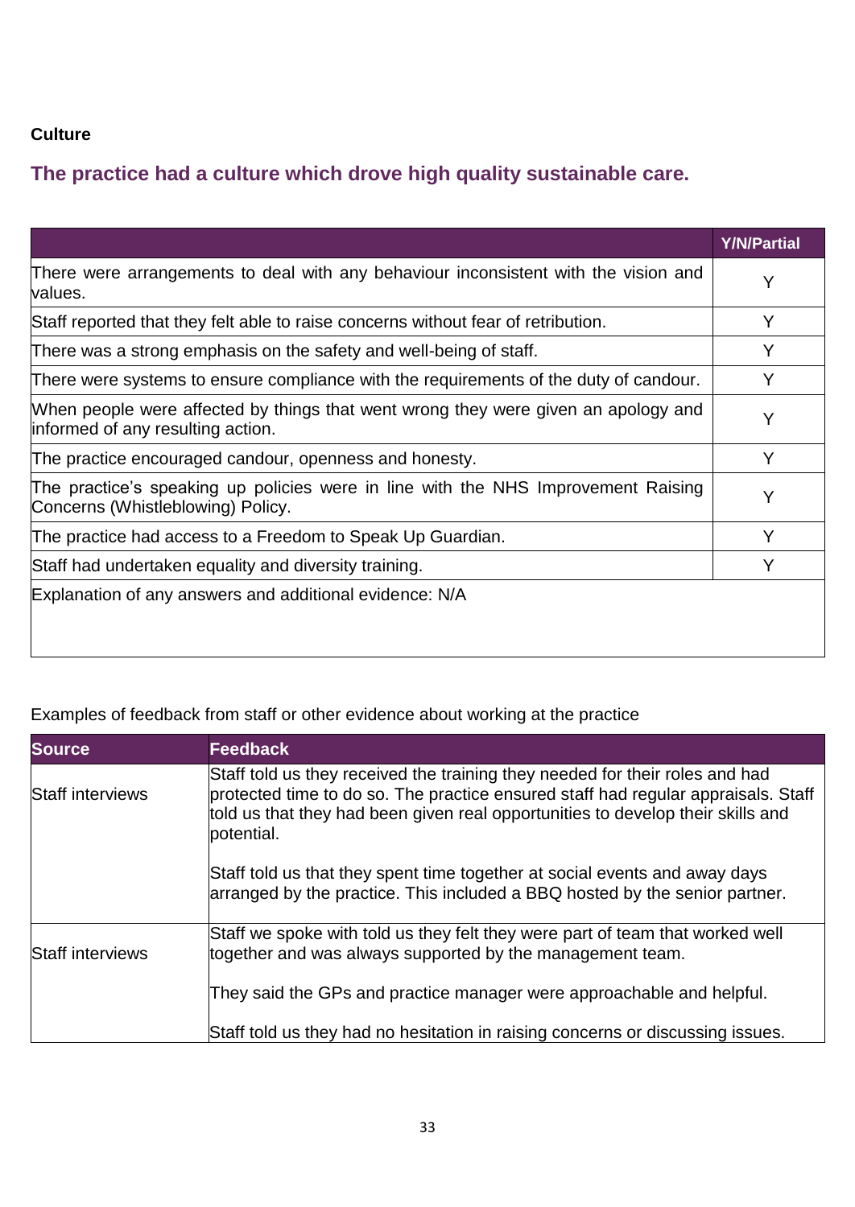**Culture**

## The practice had a culture which drove high quality sustainable care.

| | Y/N/Partial |
|---|---|
| There were arrangements to deal with any behaviour inconsistent with the vision and values. | Y |
| Staff reported that they felt able to raise concerns without fear of retribution. | Y |
| There was a strong emphasis on the safety and well-being of staff. | Y |
| There were systems to ensure compliance with the requirements of the duty of candour. | Y |
| When people were affected by things that went wrong they were given an apology and informed of any resulting action. | Y |
| The practice encouraged candour, openness and honesty. | Y |
| The practice's speaking up policies were in line with the NHS Improvement Raising Concerns (Whistleblowing) Policy. | Y |
| The practice had access to a Freedom to Speak Up Guardian. | Y |
| Staff had undertaken equality and diversity training. | Y |
| Explanation of any answers and additional evidence: N/A | |

Examples of feedback from staff or other evidence about working at the practice

| Source | Feedback |
|---|---|
| Staff interviews | Staff told us they received the training they needed for their roles and had protected time to do so. The practice ensured staff had regular appraisals. Staff told us that they had been given real opportunities to develop their skills and potential.<br><br>Staff told us that they spent time together at social events and away days arranged by the practice. This included a BBQ hosted by the senior partner. |
| Staff interviews | Staff we spoke with told us they felt they were part of team that worked well together and was always supported by the management team.<br><br>They said the GPs and practice manager were approachable and helpful.<br><br>Staff told us they had no hesitation in raising concerns or discussing issues. |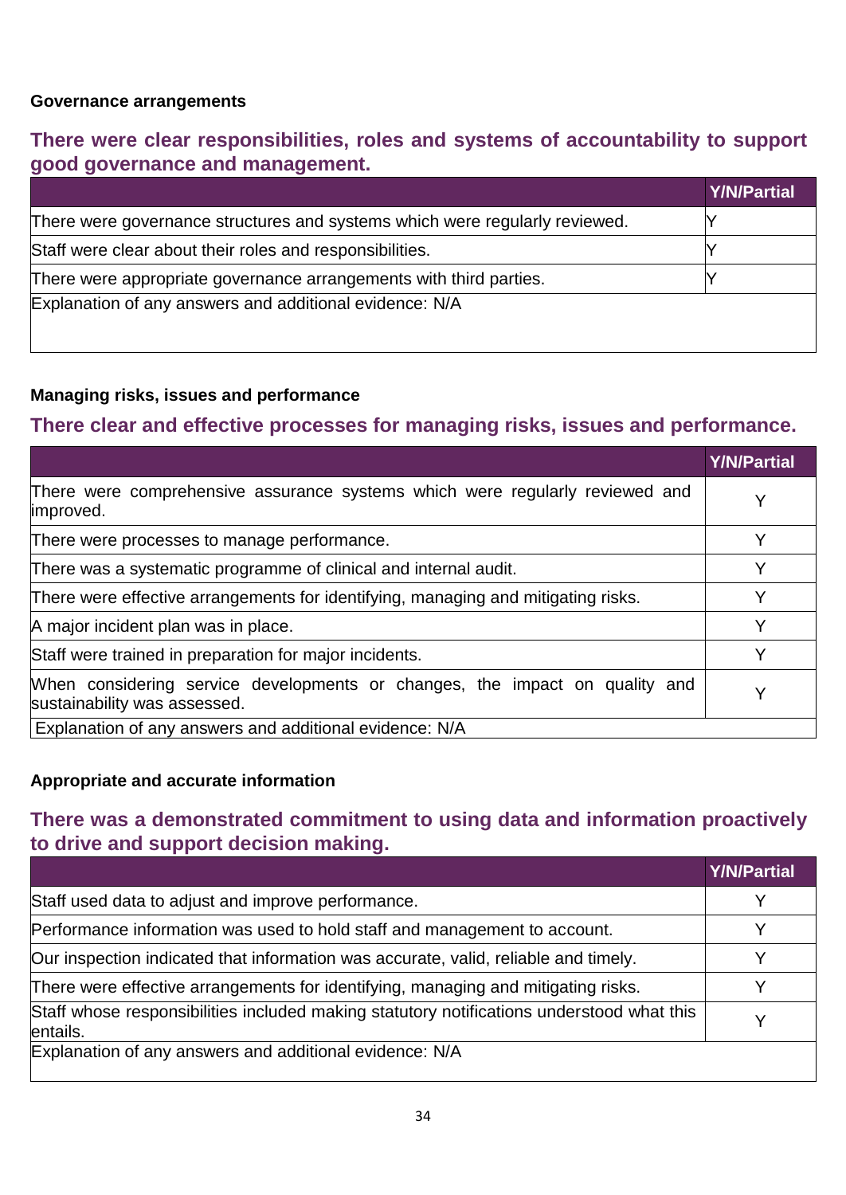### Governance arrangements

## There were clear responsibilities, roles and systems of accountability to support good governance and management.

| | Y/N/Partial |
|---|---|
| There were governance structures and systems which were regularly reviewed. | Y |
| Staff were clear about their roles and responsibilities. | Y |
| There were appropriate governance arrangements with third parties. | Y |
| Explanation of any answers and additional evidence: N/A | |

### Managing risks, issues and performance

## There clear and effective processes for managing risks, issues and performance.

| | Y/N/Partial |
|---|---|
| There were comprehensive assurance systems which were regularly reviewed and improved. | Y |
| There were processes to manage performance. | Y |
| There was a systematic programme of clinical and internal audit. | Y |
| There were effective arrangements for identifying, managing and mitigating risks. | Y |
| A major incident plan was in place. | Y |
| Staff were trained in preparation for major incidents. | Y |
| When considering service developments or changes, the impact on quality and sustainability was assessed. | Y |
| Explanation of any answers and additional evidence: N/A | |

### Appropriate and accurate information

## There was a demonstrated commitment to using data and information proactively to drive and support decision making.

| | Y/N/Partial |
|---|---|
| Staff used data to adjust and improve performance. | Y |
| Performance information was used to hold staff and management to account. | Y |
| Our inspection indicated that information was accurate, valid, reliable and timely. | Y |
| There were effective arrangements for identifying, managing and mitigating risks. | Y |
| Staff whose responsibilities included making statutory notifications understood what this entails. | Y |
| Explanation of any answers and additional evidence: N/A | |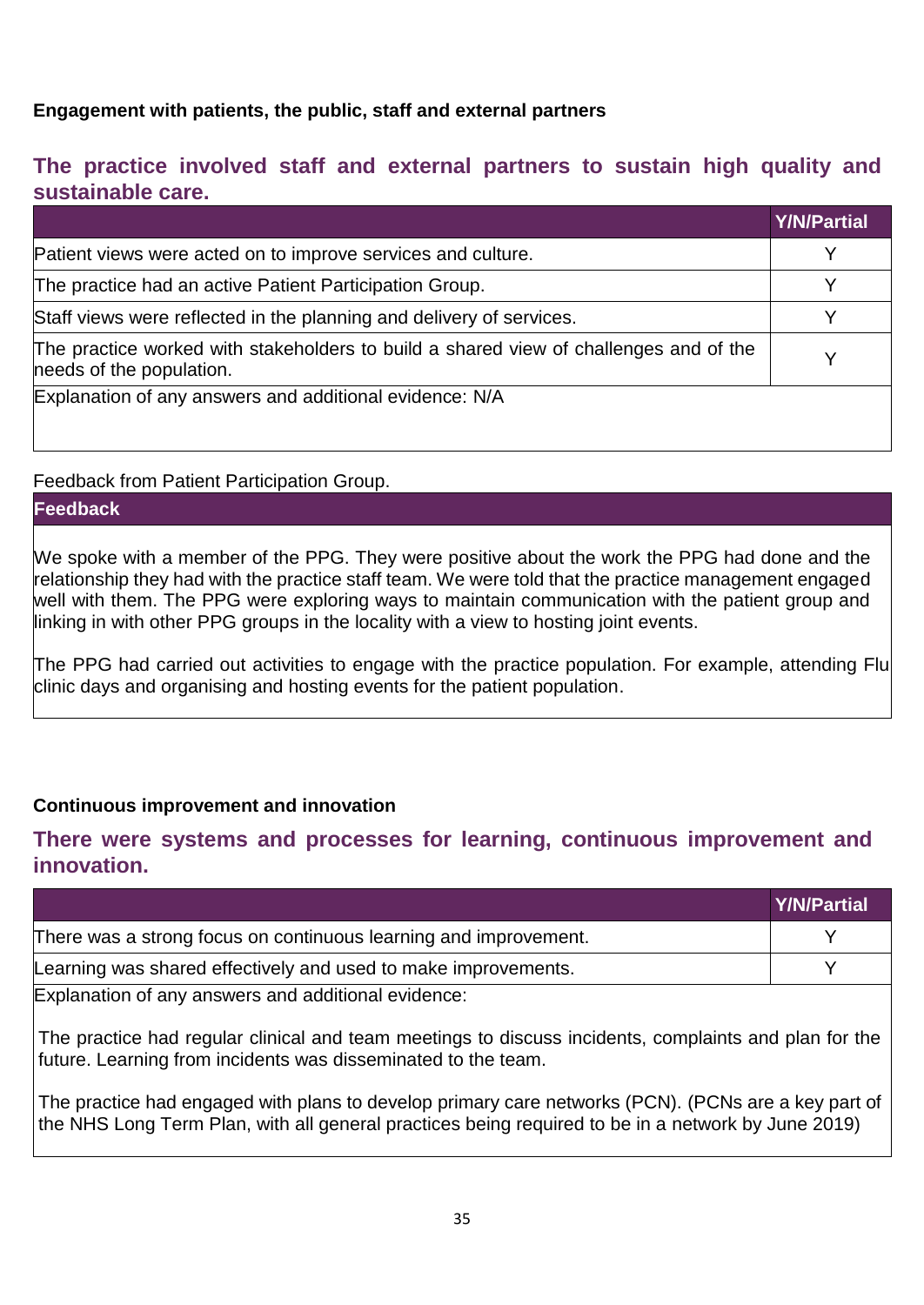**Engagement with patients, the public, staff and external partners**

## The practice involved staff and external partners to sustain high quality and sustainable care.

| | Y/N/Partial |
|---|---|
| Patient views were acted on to improve services and culture. | Y |
| The practice had an active Patient Participation Group. | Y |
| Staff views were reflected in the planning and delivery of services. | Y |
| The practice worked with stakeholders to build a shared view of challenges and of the needs of the population. | Y |
| Explanation of any answers and additional evidence: N/A | |

Feedback from Patient Participation Group.

| Feedback |
|---|
| We spoke with a member of the PPG. They were positive about the work the PPG had done and the relationship they had with the practice staff team. We were told that the practice management engaged well with them. The PPG were exploring ways to maintain communication with the patient group and linking in with other PPG groups in the locality with a view to hosting joint events.<br><br>The PPG had carried out activities to engage with the practice population. For example, attending Flu clinic days and organising and hosting events for the patient population. |

**Continuous improvement and innovation**

## There were systems and processes for learning, continuous improvement and innovation.

| | Y/N/Partial |
|---|---|
| There was a strong focus on continuous learning and improvement. | Y |
| Learning was shared effectively and used to make improvements. | Y |
| Explanation of any answers and additional evidence:<br><br>The practice had regular clinical and team meetings to discuss incidents, complaints and plan for the future. Learning from incidents was disseminated to the team.<br><br>The practice had engaged with plans to develop primary care networks (PCN). (PCNs are a key part of the NHS Long Term Plan, with all general practices being required to be in a network by June 2019) | |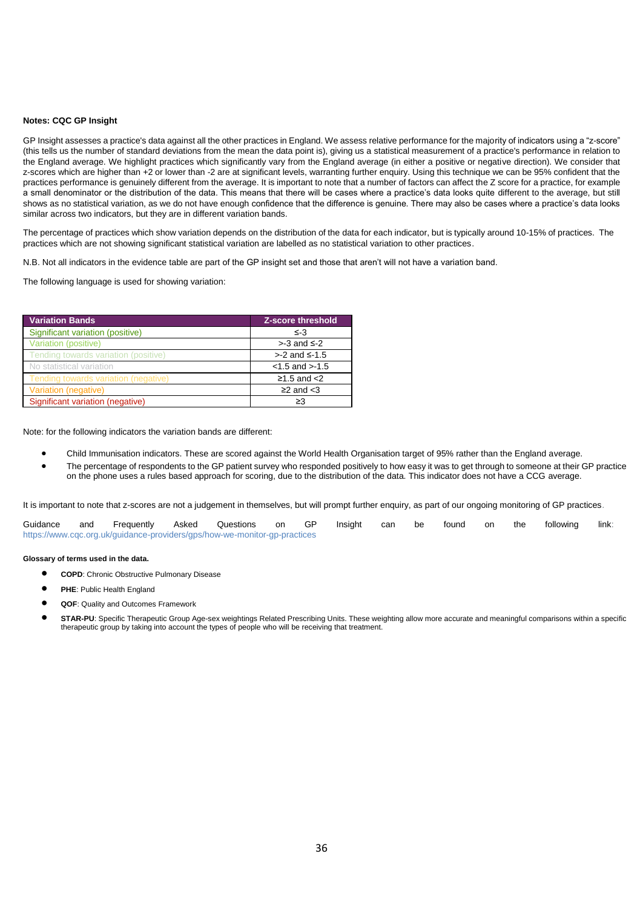**Notes: CQC GP Insight**

GP Insight assesses a practice's data against all the other practices in England. We assess relative performance for the majority of indicators using a "z-score" (this tells us the number of standard deviations from the mean the data point is), giving us a statistical measurement of a practice's performance in relation to the England average. We highlight practices which significantly vary from the England average (in either a positive or negative direction). We consider that z-scores which are higher than +2 or lower than -2 are at significant levels, warranting further enquiry. Using this technique we can be 95% confident that the practices performance is genuinely different from the average. It is important to note that a number of factors can affect the Z score for a practice, for example a small denominator or the distribution of the data. This means that there will be cases where a practice's data looks quite different to the average, but still shows as no statistical variation, as we do not have enough confidence that the difference is genuine. There may also be cases where a practice's data looks similar across two indicators, but they are in different variation bands.

The percentage of practices which show variation depends on the distribution of the data for each indicator, but is typically around 10-15% of practices. The practices which are not showing significant statistical variation are labelled as no statistical variation to other practices.

N.B. Not all indicators in the evidence table are part of the GP insight set and those that aren't will not have a variation band.

The following language is used for showing variation:

| Variation Bands | Z-score threshold |
|---|---|
| Significant variation (positive) | ≤-3 |
| Variation (positive) | >-3 and ≤-2 |
| Tending towards variation (positive) | >-2 and ≤-1.5 |
| No statistical variation | <1.5 and >-1.5 |
| Tending towards variation (negative) | ≥1.5 and <2 |
| Variation (negative) | ≥2 and <3 |
| Significant variation (negative) | ≥3 |

Note: for the following indicators the variation bands are different:

- Child Immunisation indicators. These are scored against the World Health Organisation target of 95% rather than the England average.
- The percentage of respondents to the GP patient survey who responded positively to how easy it was to get through to someone at their GP practice on the phone uses a rules based approach for scoring, due to the distribution of the data. This indicator does not have a CCG average.

It is important to note that z-scores are not a judgement in themselves, but will prompt further enquiry, as part of our ongoing monitoring of GP practices.

Guidance and Frequently Asked Questions on GP Insight can be found on the following link: https://www.cqc.org.uk/guidance-providers/gps/how-we-monitor-gp-practices

**Glossary of terms used in the data.**

- **COPD**: Chronic Obstructive Pulmonary Disease
- **PHE**: Public Health England
- **QOF**: Quality and Outcomes Framework
- **STAR-PU**: Specific Therapeutic Group Age-sex weightings Related Prescribing Units. These weighting allow more accurate and meaningful comparisons within a specific therapeutic group by taking into account the types of people who will be receiving that treatment.